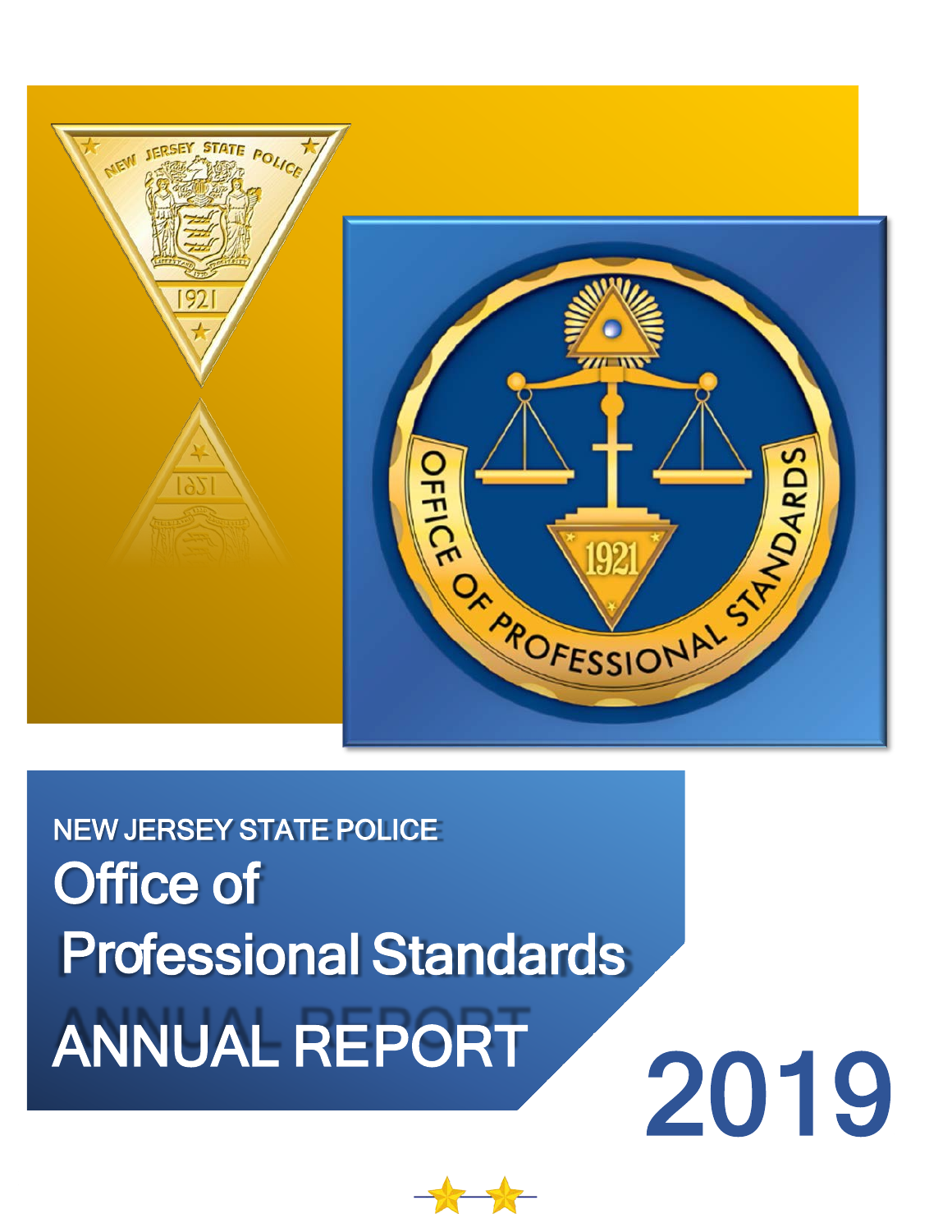NEW JERSEY STATE POLICE

# Office of Professional Standards

# ANNUAL REPORT

# 2019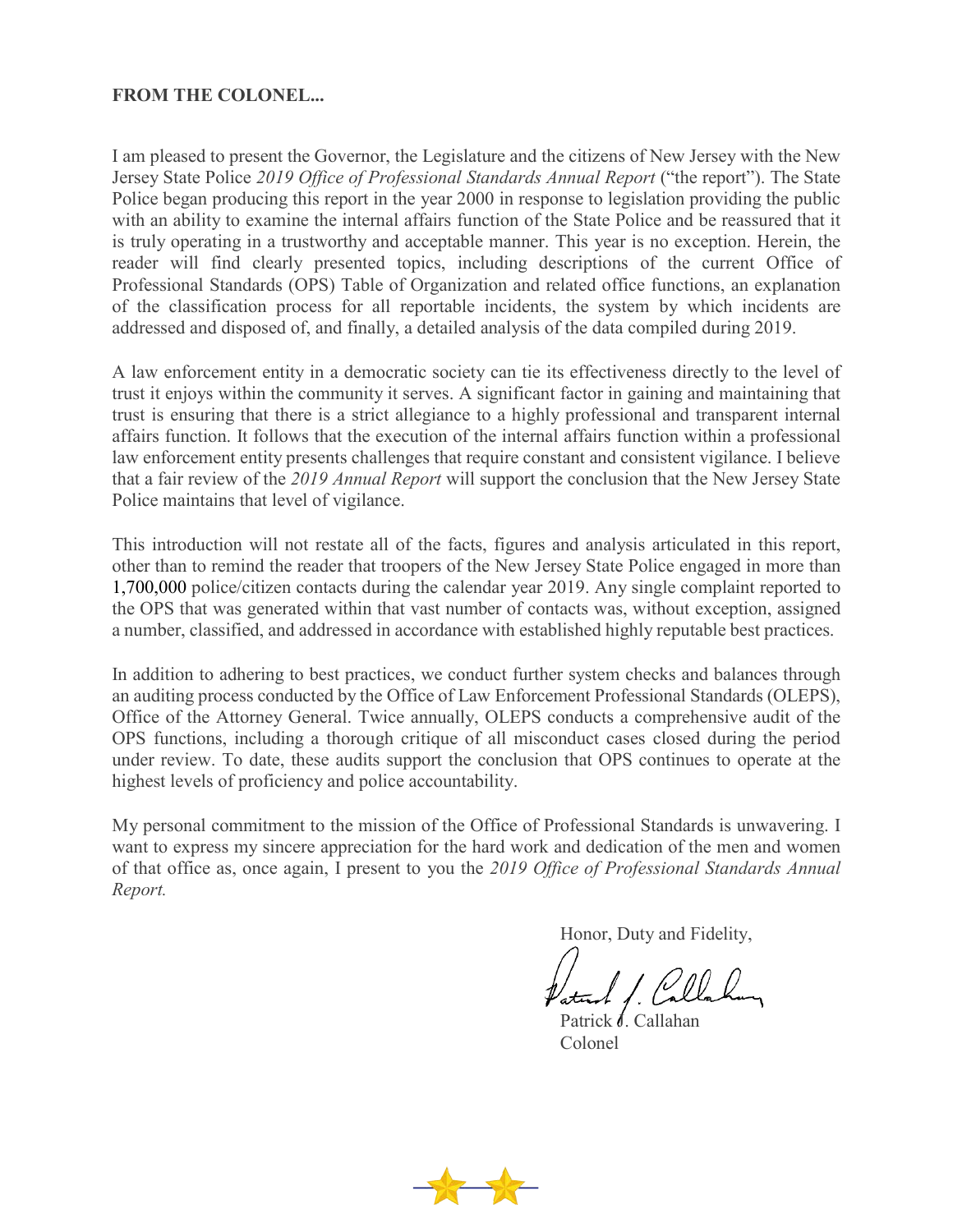**FROM THE COLONEL...**

I am pleased to present the Governor, the Legislature and the citizens of New Jersey with the New Jersey State Police *2019 Office of Professional Standards Annual Report* ("the report"). The State Police began producing this report in the year 2000 in response to legislation providing the public with an ability to examine the internal affairs function of the State Police and be reassured that it is truly operating in a trustworthy and acceptable manner. This year is no exception. Herein, the reader will find clearly presented topics, including descriptions of the current Office of Professional Standards (OPS) Table of Organization and related office functions, an explanation of the classification process for all reportable incidents, the system by which incidents are addressed and disposed of, and finally, a detailed analysis of the data compiled during 2019.

A law enforcement entity in a democratic society can tie its effectiveness directly to the level of trust it enjoys within the community it serves. A significant factor in gaining and maintaining that trust is ensuring that there is a strict allegiance to a highly professional and transparent internal affairs function. It follows that the execution of the internal affairs function within a professional law enforcement entity presents challenges that require constant and consistent vigilance. I believe that a fair review of the *2019 Annual Report* will support the conclusion that the New Jersey State Police maintains that level of vigilance.

This introduction will not restate all of the facts, figures and analysis articulated in this report, other than to remind the reader that troopers of the New Jersey State Police engaged in more than 1,700,000 police/citizen contacts during the calendar year 2019. Any single complaint reported to the OPS that was generated within that vast number of contacts was, without exception, assigned a number, classified, and addressed in accordance with established highly reputable best practices.

In addition to adhering to best practices, we conduct further system checks and balances through an auditing process conducted by the Office of Law Enforcement Professional Standards (OLEPS), Office of the Attorney General. Twice annually, OLEPS conducts a comprehensive audit of the OPS functions, including a thorough critique of all misconduct cases closed during the period under review. To date, these audits support the conclusion that OPS continues to operate at the highest levels of proficiency and police accountability.

My personal commitment to the mission of the Office of Professional Standards is unwavering. I want to express my sincere appreciation for the hard work and dedication of the men and women of that office as, once again, I present to you the *2019 Office of Professional Standards Annual Report.*

Honor, Duty and Fidelity,

Patrick J. Callahan
Colonel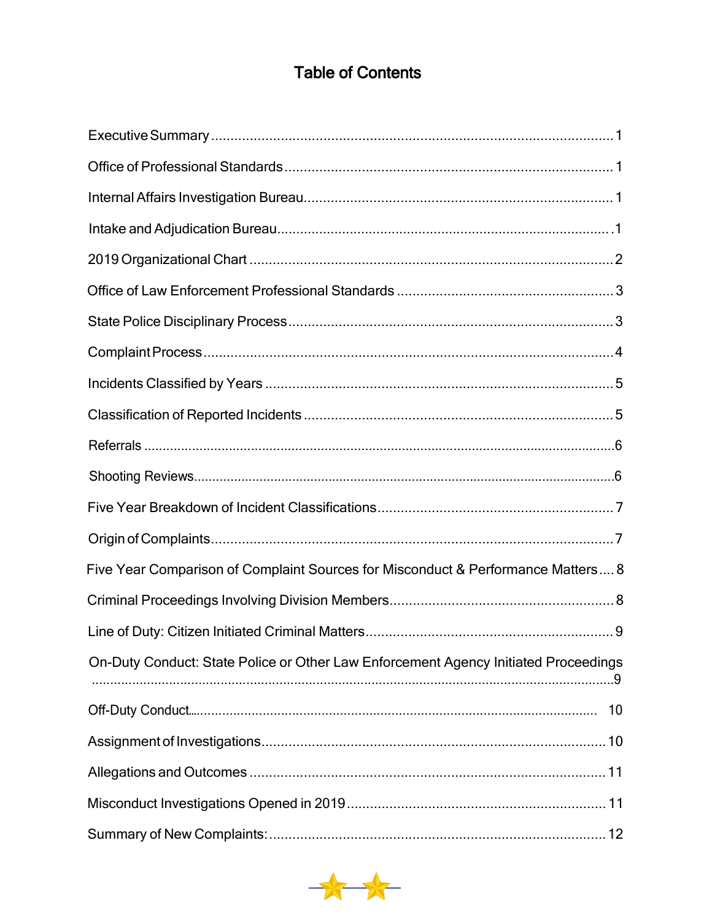# Table of Contents

Executive Summary ........................................................................................................ 1

Office of Professional Standards ..................................................................................... 1

Internal Affairs Investigation Bureau................................................................................ 1

Intake and Adjudication Bureau....................................................................................... 1

2019 Organizational Chart .............................................................................................. 2

Office of Law Enforcement Professional Standards ........................................................ 3

State Police Disciplinary Process .................................................................................... 3

Complaint Process .......................................................................................................... 4

Incidents Classified by Years .......................................................................................... 5

Classification of Reported Incidents ................................................................................ 5

Referrals .......................................................................................................................... 6

Shooting Reviews............................................................................................................ 6

Five Year Breakdown of Incident Classifications ............................................................. 7

Origin of Complaints ........................................................................................................ 7

Five Year Comparison of Complaint Sources for Misconduct & Performance Matters .... 8

Criminal Proceedings Involving Division Members .......................................................... 8

Line of Duty: Citizen Initiated Criminal Matters ................................................................ 9

On-Duty Conduct: State Police or Other Law Enforcement Agency Initiated Proceedings .................................................................................................................................. 9

Off-Duty Conduct............................................................................................................. 10

Assignment of Investigations........................................................................................... 10

Allegations and Outcomes .............................................................................................. 11

Misconduct Investigations Opened in 2019 ..................................................................... 11

Summary of New Complaints: ......................................................................................... 12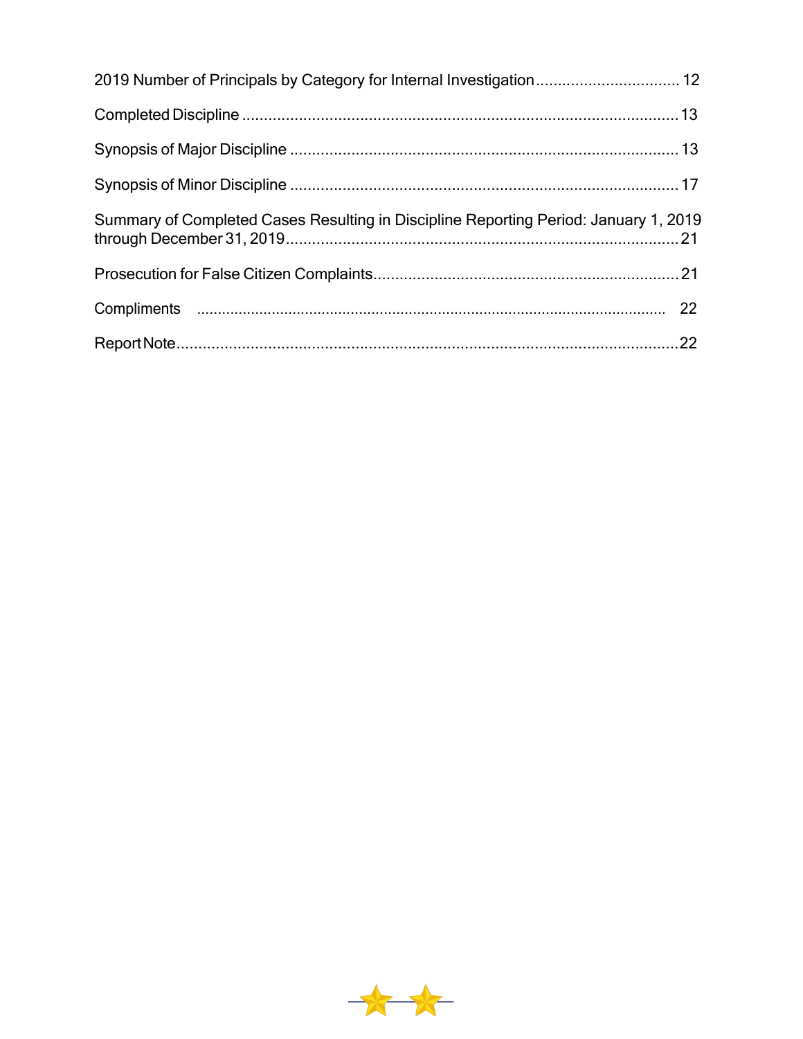2019 Number of Principals by Category for Internal Investigation................................ 12

Completed Discipline ................................................................................................... 13

Synopsis of Major Discipline ....................................................................................... 13

Synopsis of Minor Discipline ....................................................................................... 17

Summary of Completed Cases Resulting in Discipline Reporting Period: January 1, 2019 through December 31, 2019......................................................................................... 21

Prosecution for False Citizen Complaints..................................................................... 21

Compliments ............................................................................................................. 22

Report Note.................................................................................................................. 22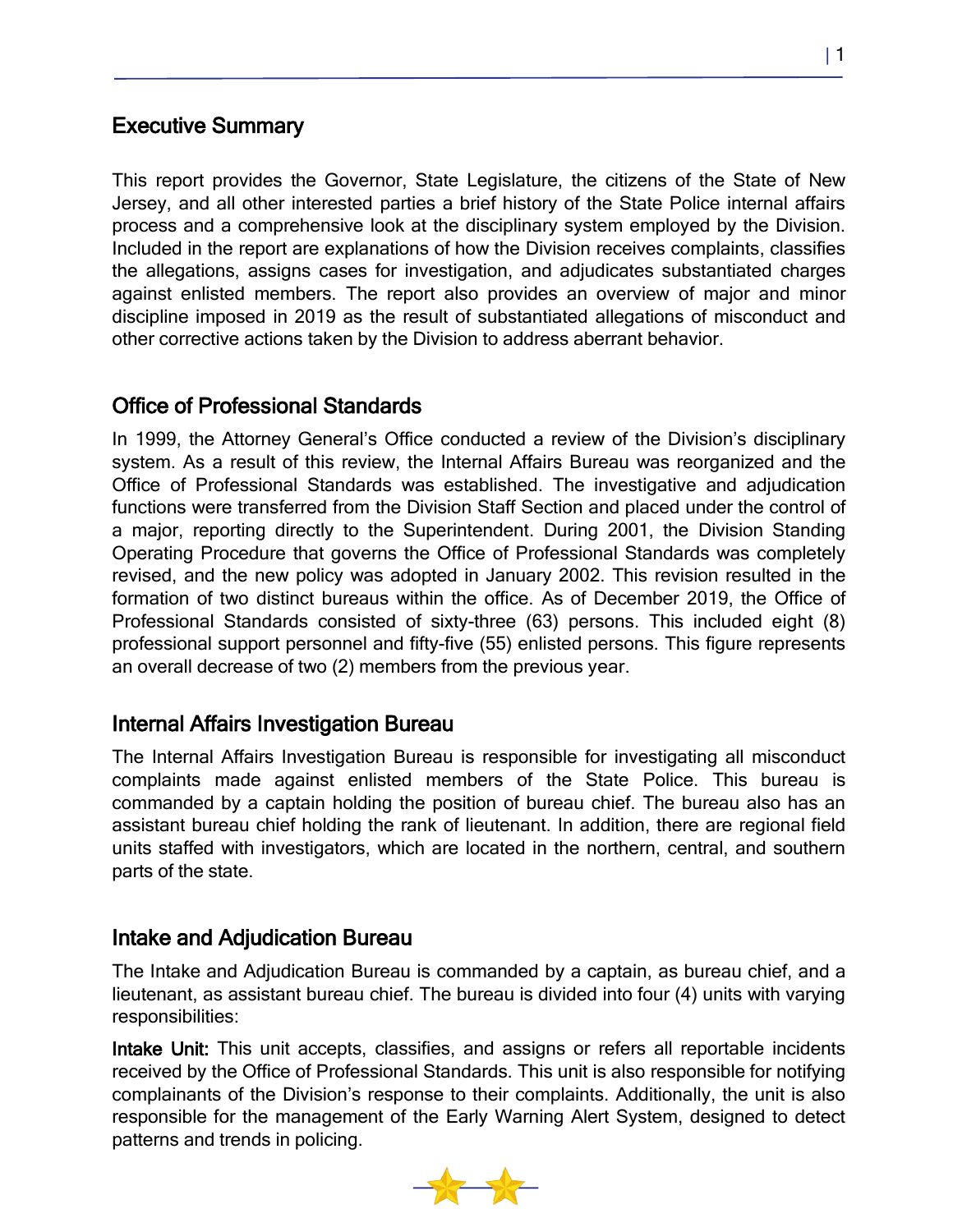## Executive Summary

This report provides the Governor, State Legislature, the citizens of the State of New Jersey, and all other interested parties a brief history of the State Police internal affairs process and a comprehensive look at the disciplinary system employed by the Division. Included in the report are explanations of how the Division receives complaints, classifies the allegations, assigns cases for investigation, and adjudicates substantiated charges against enlisted members. The report also provides an overview of major and minor discipline imposed in 2019 as the result of substantiated allegations of misconduct and other corrective actions taken by the Division to address aberrant behavior.

## Office of Professional Standards

In 1999, the Attorney General's Office conducted a review of the Division's disciplinary system. As a result of this review, the Internal Affairs Bureau was reorganized and the Office of Professional Standards was established. The investigative and adjudication functions were transferred from the Division Staff Section and placed under the control of a major, reporting directly to the Superintendent. During 2001, the Division Standing Operating Procedure that governs the Office of Professional Standards was completely revised, and the new policy was adopted in January 2002. This revision resulted in the formation of two distinct bureaus within the office. As of December 2019, the Office of Professional Standards consisted of sixty-three (63) persons. This included eight (8) professional support personnel and fifty-five (55) enlisted persons. This figure represents an overall decrease of two (2) members from the previous year.

## Internal Affairs Investigation Bureau

The Internal Affairs Investigation Bureau is responsible for investigating all misconduct complaints made against enlisted members of the State Police. This bureau is commanded by a captain holding the position of bureau chief. The bureau also has an assistant bureau chief holding the rank of lieutenant. In addition, there are regional field units staffed with investigators, which are located in the northern, central, and southern parts of the state.

## Intake and Adjudication Bureau

The Intake and Adjudication Bureau is commanded by a captain, as bureau chief, and a lieutenant, as assistant bureau chief. The bureau is divided into four (4) units with varying responsibilities:

**Intake Unit:** This unit accepts, classifies, and assigns or refers all reportable incidents received by the Office of Professional Standards. This unit is also responsible for notifying complainants of the Division's response to their complaints. Additionally, the unit is also responsible for the management of the Early Warning Alert System, designed to detect patterns and trends in policing.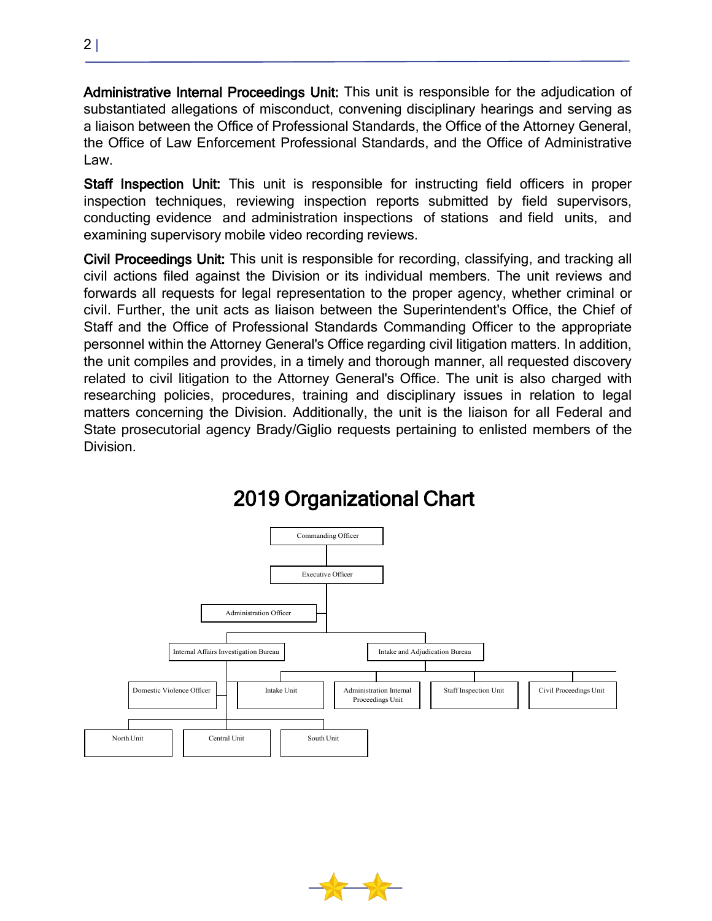**Administrative Internal Proceedings Unit:** This unit is responsible for the adjudication of substantiated allegations of misconduct, convening disciplinary hearings and serving as a liaison between the Office of Professional Standards, the Office of the Attorney General, the Office of Law Enforcement Professional Standards, and the Office of Administrative Law.

**Staff Inspection Unit:** This unit is responsible for instructing field officers in proper inspection techniques, reviewing inspection reports submitted by field supervisors, conducting evidence and administration inspections of stations and field units, and examining supervisory mobile video recording reviews.

**Civil Proceedings Unit:** This unit is responsible for recording, classifying, and tracking all civil actions filed against the Division or its individual members. The unit reviews and forwards all requests for legal representation to the proper agency, whether criminal or civil. Further, the unit acts as liaison between the Superintendent's Office, the Chief of Staff and the Office of Professional Standards Commanding Officer to the appropriate personnel within the Attorney General's Office regarding civil litigation matters. In addition, the unit compiles and provides, in a timely and thorough manner, all requested discovery related to civil litigation to the Attorney General's Office. The unit is also charged with researching policies, procedures, training and disciplinary issues in relation to legal matters concerning the Division. Additionally, the unit is the liaison for all Federal and State prosecutorial agency Brady/Giglio requests pertaining to enlisted members of the Division.

## 2019 Organizational Chart

- Commanding Officer
  - Executive Officer
    - Administration Officer
    - Internal Affairs Investigation Bureau
      - Domestic Violence Officer
      - North Unit
      - Central Unit
      - South Unit
    - Intake and Adjudication Bureau
      - Intake Unit
      - Administration Internal Proceedings Unit
      - Staff Inspection Unit
      - Civil Proceedings Unit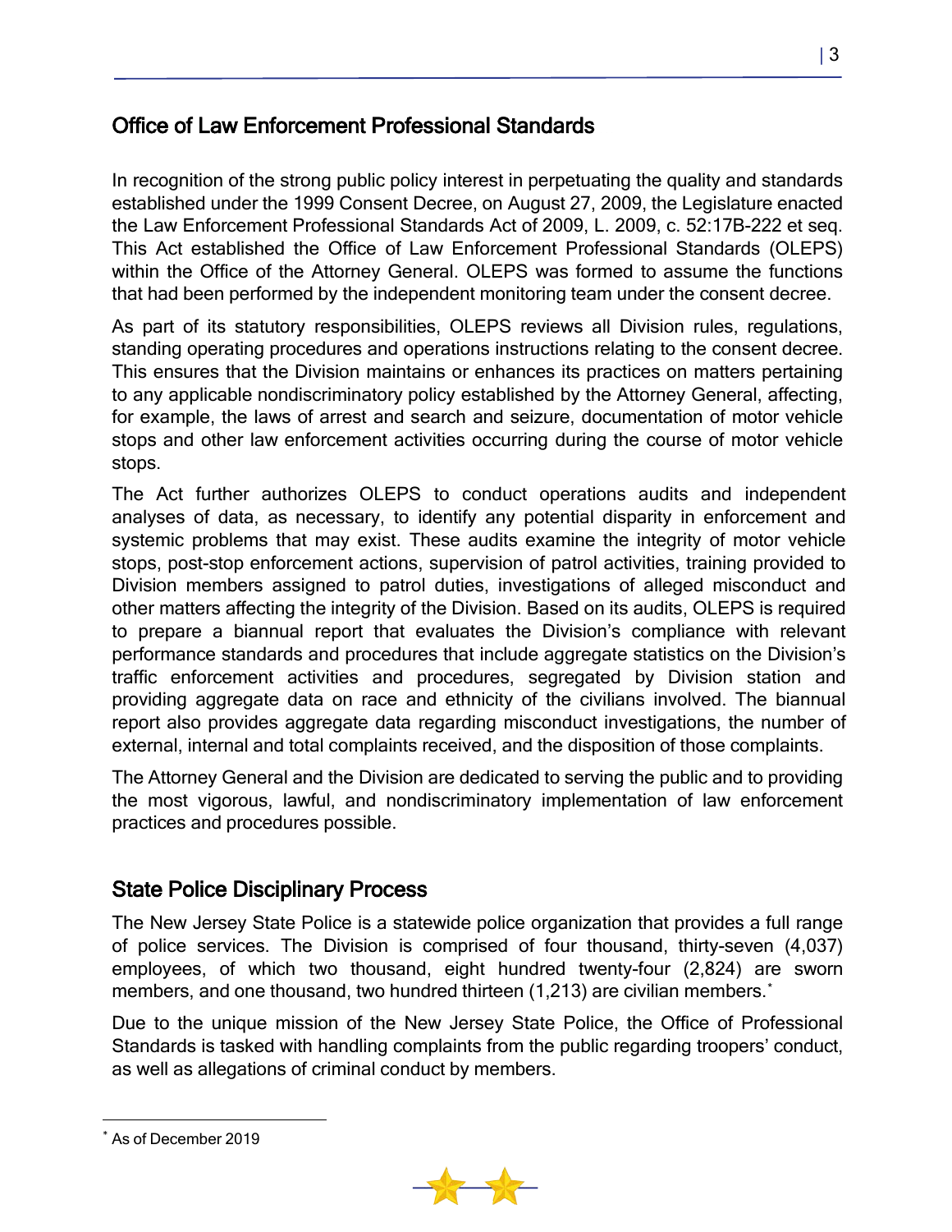## Office of Law Enforcement Professional Standards

In recognition of the strong public policy interest in perpetuating the quality and standards established under the 1999 Consent Decree, on August 27, 2009, the Legislature enacted the Law Enforcement Professional Standards Act of 2009, L. 2009, c. 52:17B-222 et seq. This Act established the Office of Law Enforcement Professional Standards (OLEPS) within the Office of the Attorney General. OLEPS was formed to assume the functions that had been performed by the independent monitoring team under the consent decree.

As part of its statutory responsibilities, OLEPS reviews all Division rules, regulations, standing operating procedures and operations instructions relating to the consent decree. This ensures that the Division maintains or enhances its practices on matters pertaining to any applicable nondiscriminatory policy established by the Attorney General, affecting, for example, the laws of arrest and search and seizure, documentation of motor vehicle stops and other law enforcement activities occurring during the course of motor vehicle stops.

The Act further authorizes OLEPS to conduct operations audits and independent analyses of data, as necessary, to identify any potential disparity in enforcement and systemic problems that may exist. These audits examine the integrity of motor vehicle stops, post-stop enforcement actions, supervision of patrol activities, training provided to Division members assigned to patrol duties, investigations of alleged misconduct and other matters affecting the integrity of the Division. Based on its audits, OLEPS is required to prepare a biannual report that evaluates the Division's compliance with relevant performance standards and procedures that include aggregate statistics on the Division's traffic enforcement activities and procedures, segregated by Division station and providing aggregate data on race and ethnicity of the civilians involved. The biannual report also provides aggregate data regarding misconduct investigations, the number of external, internal and total complaints received, and the disposition of those complaints.

The Attorney General and the Division are dedicated to serving the public and to providing the most vigorous, lawful, and nondiscriminatory implementation of law enforcement practices and procedures possible.

## State Police Disciplinary Process

The New Jersey State Police is a statewide police organization that provides a full range of police services. The Division is comprised of four thousand, thirty-seven (4,037) employees, of which two thousand, eight hundred twenty-four (2,824) are sworn members, and one thousand, two hundred thirteen (1,213) are civilian members.[*]

Due to the unique mission of the New Jersey State Police, the Office of Professional Standards is tasked with handling complaints from the public regarding troopers' conduct, as well as allegations of criminal conduct by members.

[*] As of December 2019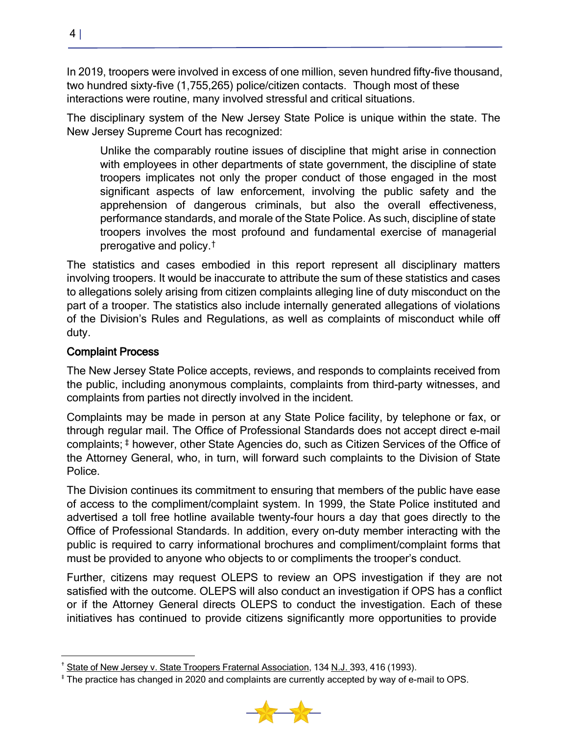In 2019, troopers were involved in excess of one million, seven hundred fifty-five thousand, two hundred sixty-five (1,755,265) police/citizen contacts. Though most of these interactions were routine, many involved stressful and critical situations.

The disciplinary system of the New Jersey State Police is unique within the state. The New Jersey Supreme Court has recognized:

> Unlike the comparably routine issues of discipline that might arise in connection with employees in other departments of state government, the discipline of state troopers implicates not only the proper conduct of those engaged in the most significant aspects of law enforcement, involving the public safety and the apprehension of dangerous criminals, but also the overall effectiveness, performance standards, and morale of the State Police. As such, discipline of state troopers involves the most profound and fundamental exercise of managerial prerogative and policy.[†]

The statistics and cases embodied in this report represent all disciplinary matters involving troopers. It would be inaccurate to attribute the sum of these statistics and cases to allegations solely arising from citizen complaints alleging line of duty misconduct on the part of a trooper. The statistics also include internally generated allegations of violations of the Division's Rules and Regulations, as well as complaints of misconduct while off duty.

### Complaint Process

The New Jersey State Police accepts, reviews, and responds to complaints received from the public, including anonymous complaints, complaints from third-party witnesses, and complaints from parties not directly involved in the incident.

Complaints may be made in person at any State Police facility, by telephone or fax, or through regular mail. The Office of Professional Standards does not accept direct e-mail complaints;[‡] however, other State Agencies do, such as Citizen Services of the Office of the Attorney General, who, in turn, will forward such complaints to the Division of State Police.

The Division continues its commitment to ensuring that members of the public have ease of access to the compliment/complaint system. In 1999, the State Police instituted and advertised a toll free hotline available twenty-four hours a day that goes directly to the Office of Professional Standards. In addition, every on-duty member interacting with the public is required to carry informational brochures and compliment/complaint forms that must be provided to anyone who objects to or compliments the trooper's conduct.

Further, citizens may request OLEPS to review an OPS investigation if they are not satisfied with the outcome. OLEPS will also conduct an investigation if OPS has a conflict or if the Attorney General directs OLEPS to conduct the investigation. Each of these initiatives has continued to provide citizens significantly more opportunities to provide

---

[†] State of New Jersey v. State Troopers Fraternal Association, 134 N.J. 393, 416 (1993).

[‡] The practice has changed in 2020 and complaints are currently accepted by way of e-mail to OPS.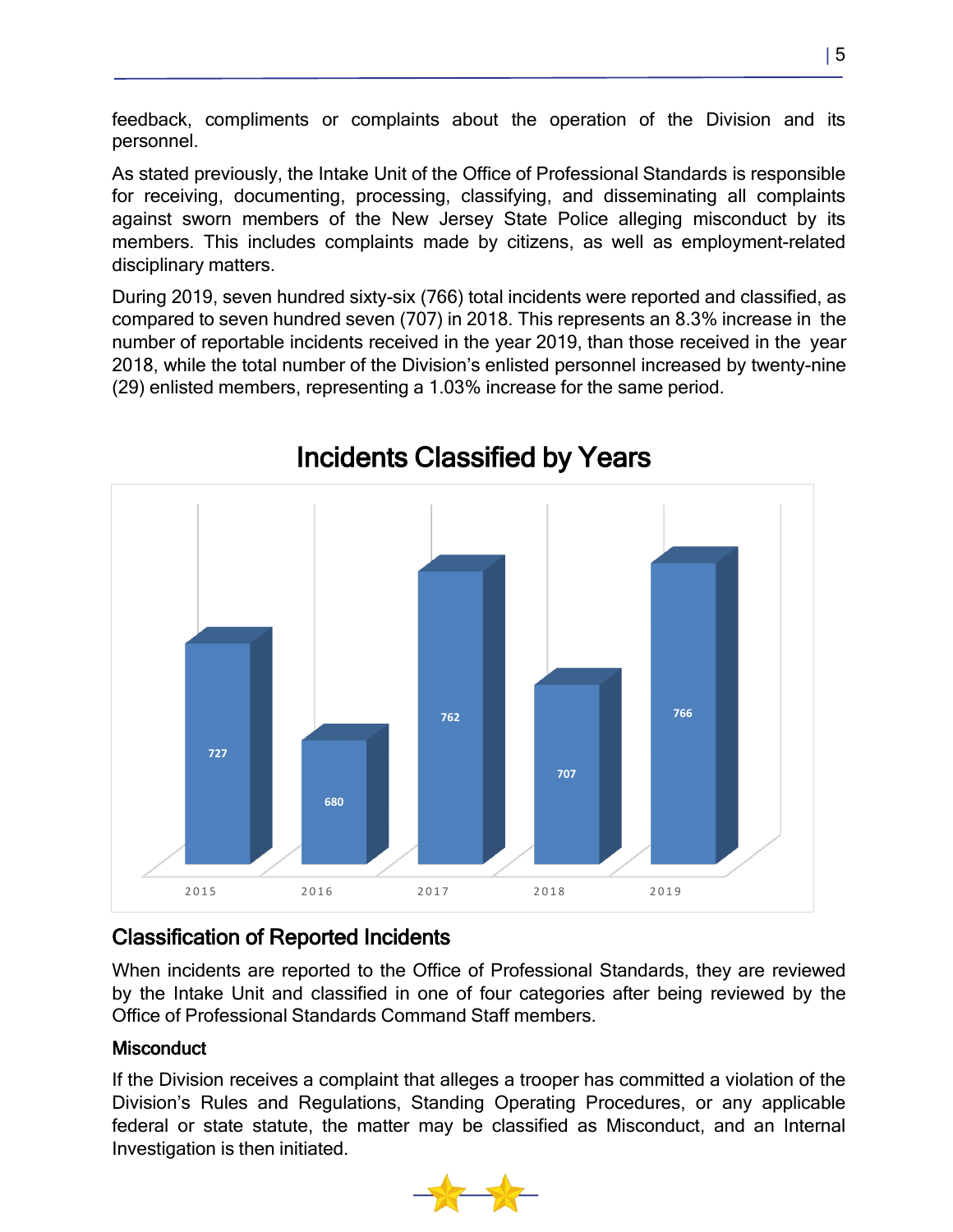feedback, compliments or complaints about the operation of the Division and its personnel.

As stated previously, the Intake Unit of the Office of Professional Standards is responsible for receiving, documenting, processing, classifying, and disseminating all complaints against sworn members of the New Jersey State Police alleging misconduct by its members. This includes complaints made by citizens, as well as employment-related disciplinary matters.

During 2019, seven hundred sixty-six (766) total incidents were reported and classified, as compared to seven hundred seven (707) in 2018. This represents an 8.3% increase in the number of reportable incidents received in the year 2019, than those received in the year 2018, while the total number of the Division's enlisted personnel increased by twenty-nine (29) enlisted members, representing a 1.03% increase for the same period.

## Incidents Classified by Years

| Year | Incidents |
|---|---|
| 2015 | 727 |
| 2016 | 680 |
| 2017 | 762 |
| 2018 | 707 |
| 2019 | 766 |

## Classification of Reported Incidents

When incidents are reported to the Office of Professional Standards, they are reviewed by the Intake Unit and classified in one of four categories after being reviewed by the Office of Professional Standards Command Staff members.

### Misconduct

If the Division receives a complaint that alleges a trooper has committed a violation of the Division's Rules and Regulations, Standing Operating Procedures, or any applicable federal or state statute, the matter may be classified as Misconduct, and an Internal Investigation is then initiated.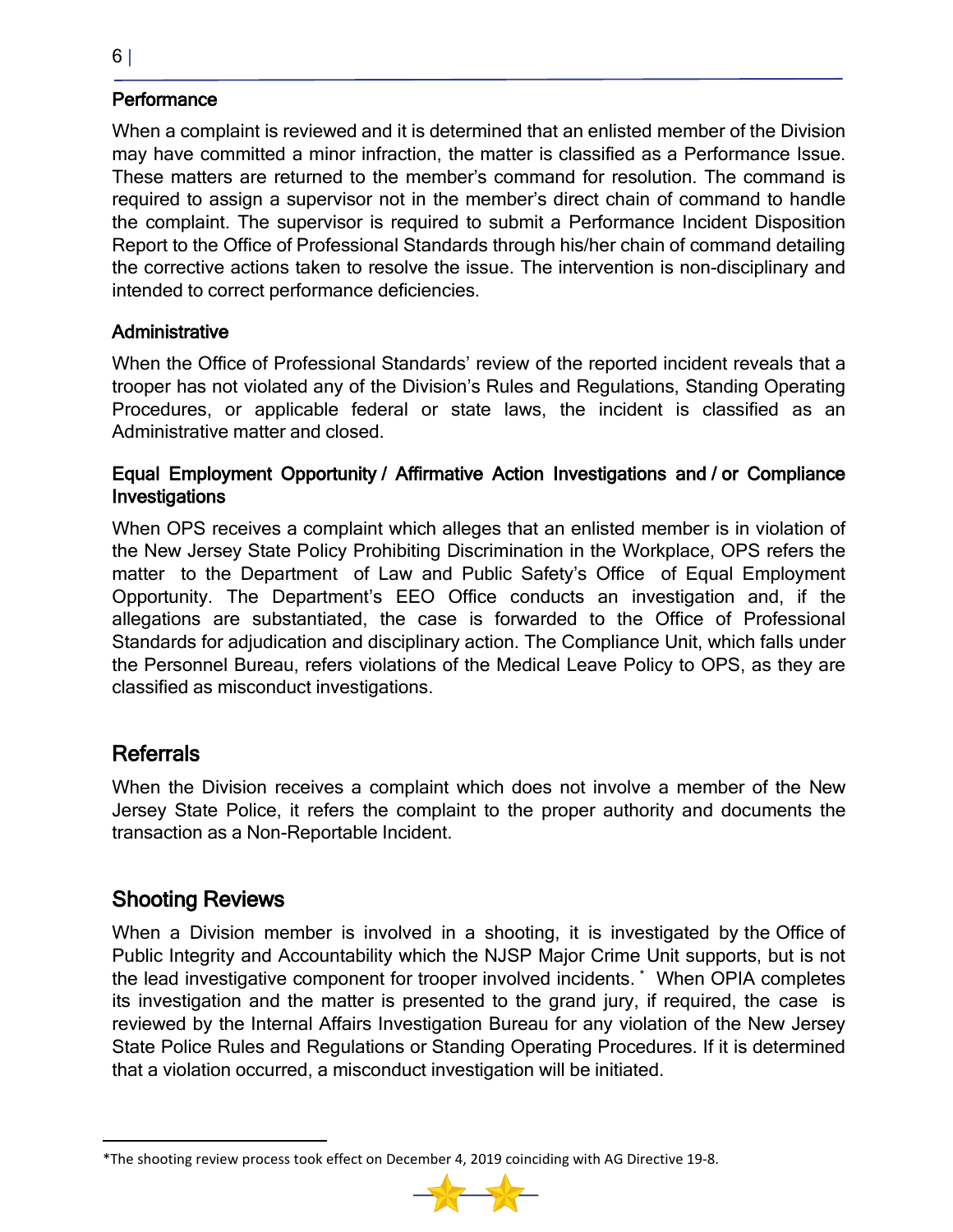### Performance

When a complaint is reviewed and it is determined that an enlisted member of the Division may have committed a minor infraction, the matter is classified as a Performance Issue. These matters are returned to the member's command for resolution. The command is required to assign a supervisor not in the member's direct chain of command to handle the complaint. The supervisor is required to submit a Performance Incident Disposition Report to the Office of Professional Standards through his/her chain of command detailing the corrective actions taken to resolve the issue. The intervention is non-disciplinary and intended to correct performance deficiencies.

### Administrative

When the Office of Professional Standards' review of the reported incident reveals that a trooper has not violated any of the Division's Rules and Regulations, Standing Operating Procedures, or applicable federal or state laws, the incident is classified as an Administrative matter and closed.

### Equal Employment Opportunity / Affirmative Action Investigations and / or Compliance Investigations

When OPS receives a complaint which alleges that an enlisted member is in violation of the New Jersey State Policy Prohibiting Discrimination in the Workplace, OPS refers the matter to the Department of Law and Public Safety's Office of Equal Employment Opportunity. The Department's EEO Office conducts an investigation and, if the allegations are substantiated, the case is forwarded to the Office of Professional Standards for adjudication and disciplinary action. The Compliance Unit, which falls under the Personnel Bureau, refers violations of the Medical Leave Policy to OPS, as they are classified as misconduct investigations.

## Referrals

When the Division receives a complaint which does not involve a member of the New Jersey State Police, it refers the complaint to the proper authority and documents the transaction as a Non-Reportable Incident.

## Shooting Reviews

When a Division member is involved in a shooting, it is investigated by the Office of Public Integrity and Accountability which the NJSP Major Crime Unit supports, but is not the lead investigative component for trooper involved incidents. * When OPIA completes its investigation and the matter is presented to the grand jury, if required, the case is reviewed by the Internal Affairs Investigation Bureau for any violation of the New Jersey State Police Rules and Regulations or Standing Operating Procedures. If it is determined that a violation occurred, a misconduct investigation will be initiated.

---

*The shooting review process took effect on December 4, 2019 coinciding with AG Directive 19-8.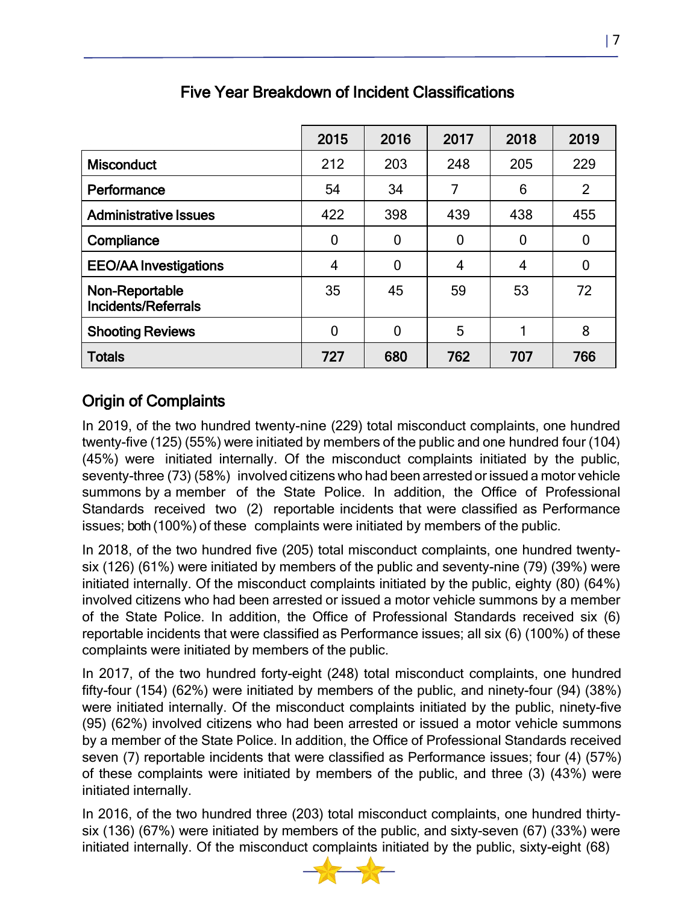## Five Year Breakdown of Incident Classifications

| | 2015 | 2016 | 2017 | 2018 | 2019 |
|---|---|---|---|---|---|
| **Misconduct** | 212 | 203 | 248 | 205 | 229 |
| **Performance** | 54 | 34 | 7 | 6 | 2 |
| **Administrative Issues** | 422 | 398 | 439 | 438 | 455 |
| **Compliance** | 0 | 0 | 0 | 0 | 0 |
| **EEO/AA Investigations** | 4 | 0 | 4 | 4 | 0 |
| **Non-Reportable Incidents/Referrals** | 35 | 45 | 59 | 53 | 72 |
| **Shooting Reviews** | 0 | 0 | 5 | 1 | 8 |
| **Totals** | **727** | **680** | **762** | **707** | **766** |

## Origin of Complaints

In 2019, of the two hundred twenty-nine (229) total misconduct complaints, one hundred twenty-five (125) (55%) were initiated by members of the public and one hundred four (104) (45%) were initiated internally. Of the misconduct complaints initiated by the public, seventy-three (73) (58%) involved citizens who had been arrested or issued a motor vehicle summons by a member of the State Police. In addition, the Office of Professional Standards received two (2) reportable incidents that were classified as Performance issues; both (100%) of these complaints were initiated by members of the public.

In 2018, of the two hundred five (205) total misconduct complaints, one hundred twenty-six (126) (61%) were initiated by members of the public and seventy-nine (79) (39%) were initiated internally. Of the misconduct complaints initiated by the public, eighty (80) (64%) involved citizens who had been arrested or issued a motor vehicle summons by a member of the State Police. In addition, the Office of Professional Standards received six (6) reportable incidents that were classified as Performance issues; all six (6) (100%) of these complaints were initiated by members of the public.

In 2017, of the two hundred forty-eight (248) total misconduct complaints, one hundred fifty-four (154) (62%) were initiated by members of the public, and ninety-four (94) (38%) were initiated internally. Of the misconduct complaints initiated by the public, ninety-five (95) (62%) involved citizens who had been arrested or issued a motor vehicle summons by a member of the State Police. In addition, the Office of Professional Standards received seven (7) reportable incidents that were classified as Performance issues; four (4) (57%) of these complaints were initiated by members of the public, and three (3) (43%) were initiated internally.

In 2016, of the two hundred three (203) total misconduct complaints, one hundred thirty-six (136) (67%) were initiated by members of the public, and sixty-seven (67) (33%) were initiated internally. Of the misconduct complaints initiated by the public, sixty-eight (68)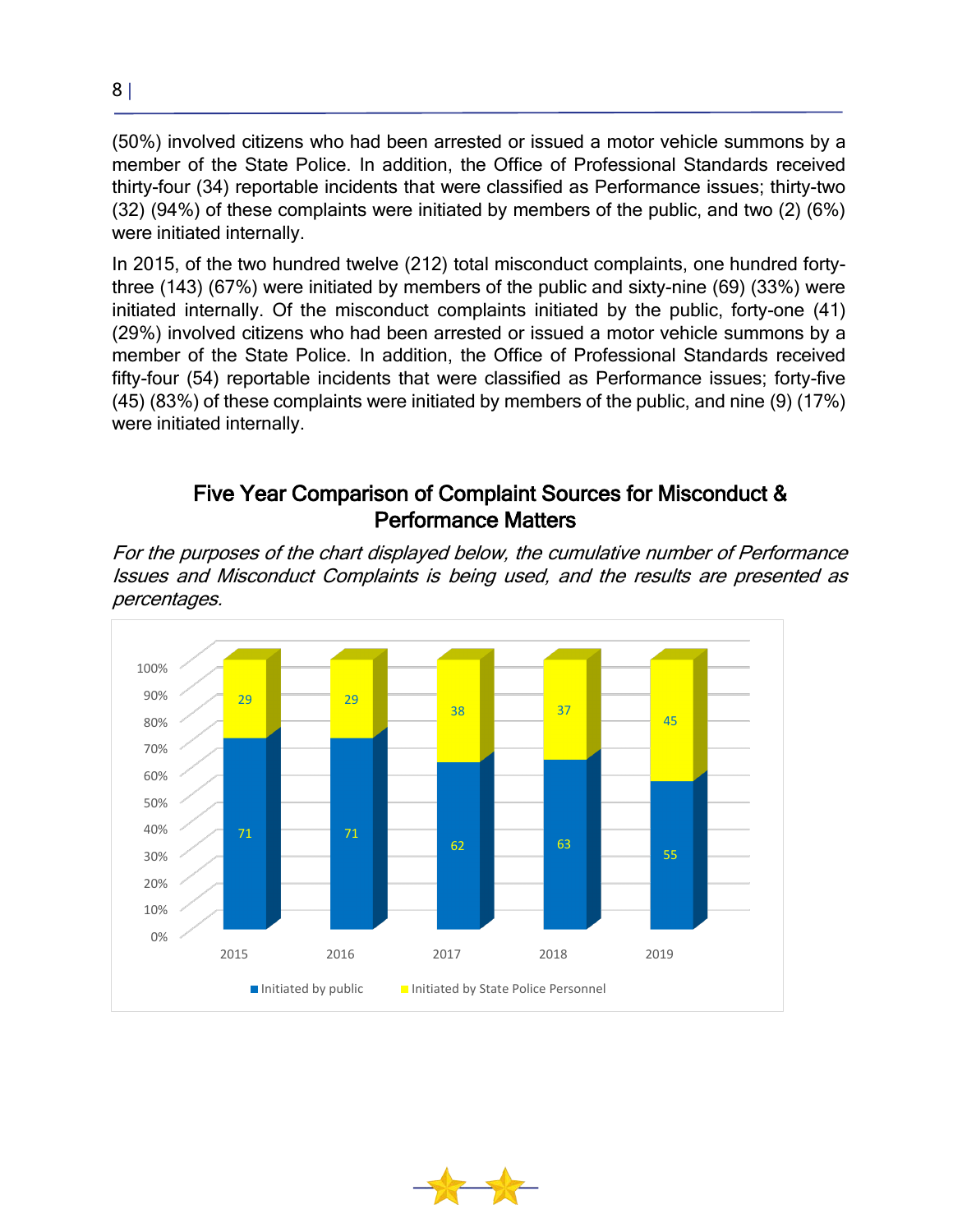(50%) involved citizens who had been arrested or issued a motor vehicle summons by a member of the State Police. In addition, the Office of Professional Standards received thirty-four (34) reportable incidents that were classified as Performance issues; thirty-two (32) (94%) of these complaints were initiated by members of the public, and two (2) (6%) were initiated internally.

In 2015, of the two hundred twelve (212) total misconduct complaints, one hundred forty-three (143) (67%) were initiated by members of the public and sixty-nine (69) (33%) were initiated internally. Of the misconduct complaints initiated by the public, forty-one (41) (29%) involved citizens who had been arrested or issued a motor vehicle summons by a member of the State Police. In addition, the Office of Professional Standards received fifty-four (54) reportable incidents that were classified as Performance issues; forty-five (45) (83%) of these complaints were initiated by members of the public, and nine (9) (17%) were initiated internally.

## Five Year Comparison of Complaint Sources for Misconduct & Performance Matters

*For the purposes of the chart displayed below, the cumulative number of Performance Issues and Misconduct Complaints is being used, and the results are presented as percentages.*

| Year | Initiated by public | Initiated by State Police Personnel |
|---|---|---|
| 2015 | 71 | 29 |
| 2016 | 71 | 29 |
| 2017 | 62 | 38 |
| 2018 | 63 | 37 |
| 2019 | 55 | 45 |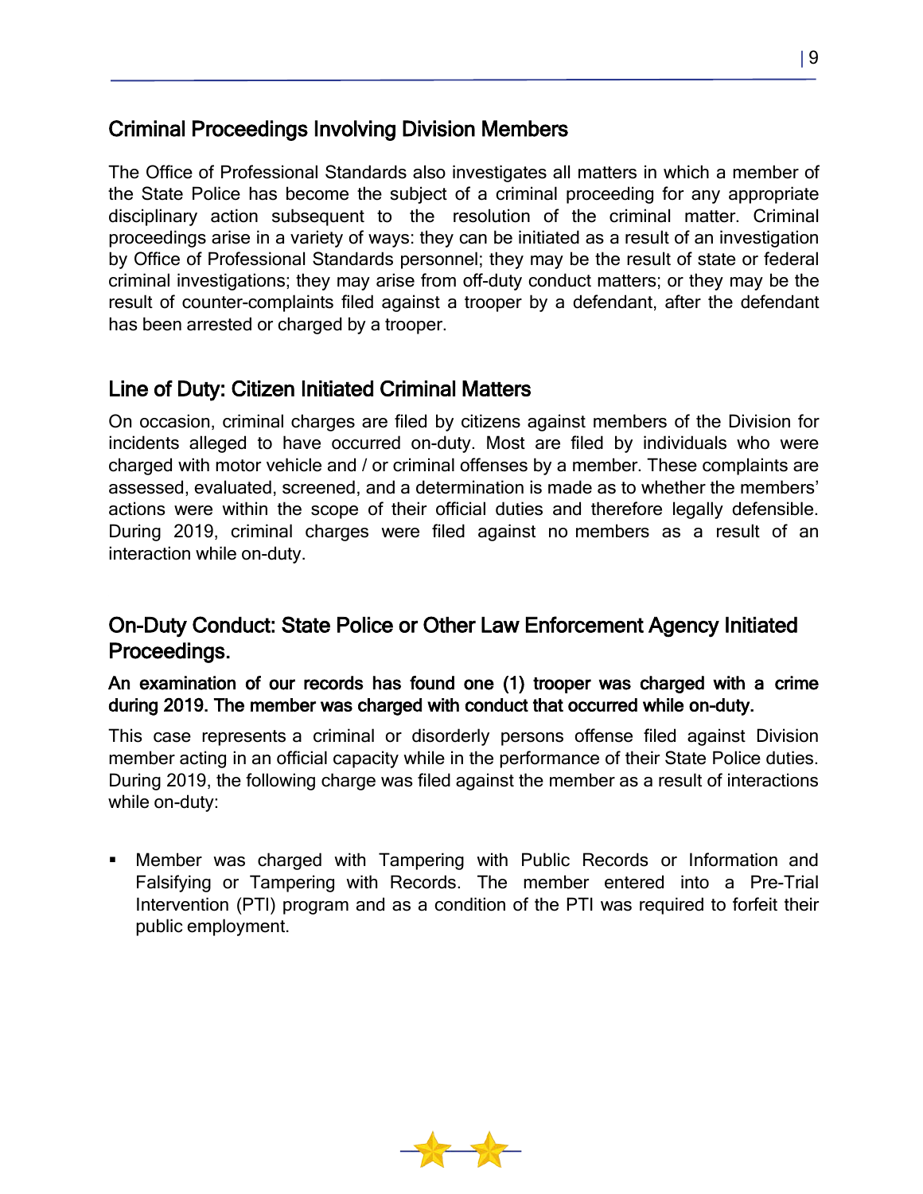## Criminal Proceedings Involving Division Members

The Office of Professional Standards also investigates all matters in which a member of the State Police has become the subject of a criminal proceeding for any appropriate disciplinary action subsequent to the resolution of the criminal matter. Criminal proceedings arise in a variety of ways: they can be initiated as a result of an investigation by Office of Professional Standards personnel; they may be the result of state or federal criminal investigations; they may arise from off-duty conduct matters; or they may be the result of counter-complaints filed against a trooper by a defendant, after the defendant has been arrested or charged by a trooper.

## Line of Duty: Citizen Initiated Criminal Matters

On occasion, criminal charges are filed by citizens against members of the Division for incidents alleged to have occurred on-duty. Most are filed by individuals who were charged with motor vehicle and / or criminal offenses by a member. These complaints are assessed, evaluated, screened, and a determination is made as to whether the members' actions were within the scope of their official duties and therefore legally defensible. During 2019, criminal charges were filed against no members as a result of an interaction while on-duty.

## On-Duty Conduct: State Police or Other Law Enforcement Agency Initiated Proceedings.

**An examination of our records has found one (1) trooper was charged with a crime during 2019. The member was charged with conduct that occurred while on-duty.**

This case represents a criminal or disorderly persons offense filed against Division member acting in an official capacity while in the performance of their State Police duties. During 2019, the following charge was filed against the member as a result of interactions while on-duty:

- Member was charged with Tampering with Public Records or Information and Falsifying or Tampering with Records. The member entered into a Pre-Trial Intervention (PTI) program and as a condition of the PTI was required to forfeit their public employment.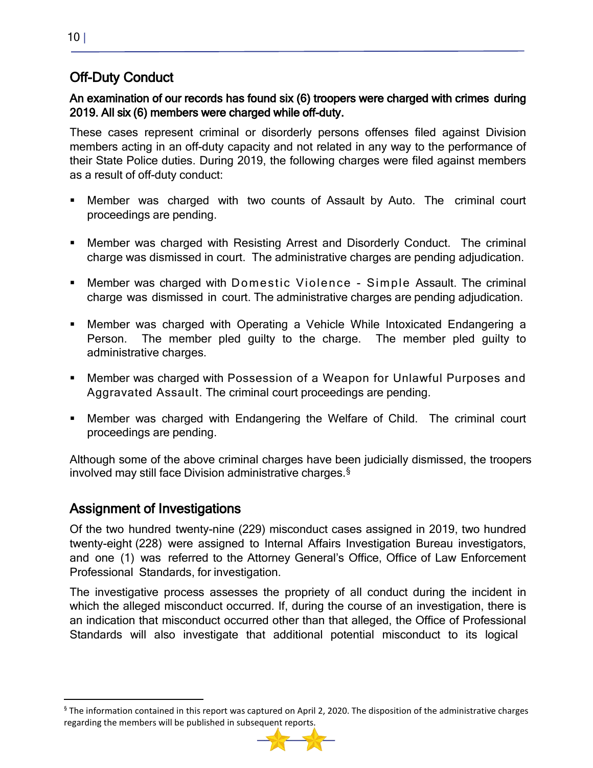## Off-Duty Conduct

**An examination of our records has found six (6) troopers were charged with crimes during 2019. All six (6) members were charged while off-duty.**

These cases represent criminal or disorderly persons offenses filed against Division members acting in an off-duty capacity and not related in any way to the performance of their State Police duties. During 2019, the following charges were filed against members as a result of off-duty conduct:

- Member was charged with two counts of Assault by Auto. The criminal court proceedings are pending.
- Member was charged with Resisting Arrest and Disorderly Conduct. The criminal charge was dismissed in court. The administrative charges are pending adjudication.
- Member was charged with Domestic Violence - Simple Assault. The criminal charge was dismissed in court. The administrative charges are pending adjudication.
- Member was charged with Operating a Vehicle While Intoxicated Endangering a Person. The member pled guilty to the charge. The member pled guilty to administrative charges.
- Member was charged with Possession of a Weapon for Unlawful Purposes and Aggravated Assault. The criminal court proceedings are pending.
- Member was charged with Endangering the Welfare of Child. The criminal court proceedings are pending.

Although some of the above criminal charges have been judicially dismissed, the troopers involved may still face Division administrative charges.[§]

## Assignment of Investigations

Of the two hundred twenty-nine (229) misconduct cases assigned in 2019, two hundred twenty-eight (228) were assigned to Internal Affairs Investigation Bureau investigators, and one (1) was referred to the Attorney General's Office, Office of Law Enforcement Professional Standards, for investigation.

The investigative process assesses the propriety of all conduct during the incident in which the alleged misconduct occurred. If, during the course of an investigation, there is an indication that misconduct occurred other than that alleged, the Office of Professional Standards will also investigate that additional potential misconduct to its logical

---

[§] The information contained in this report was captured on April 2, 2020. The disposition of the administrative charges regarding the members will be published in subsequent reports.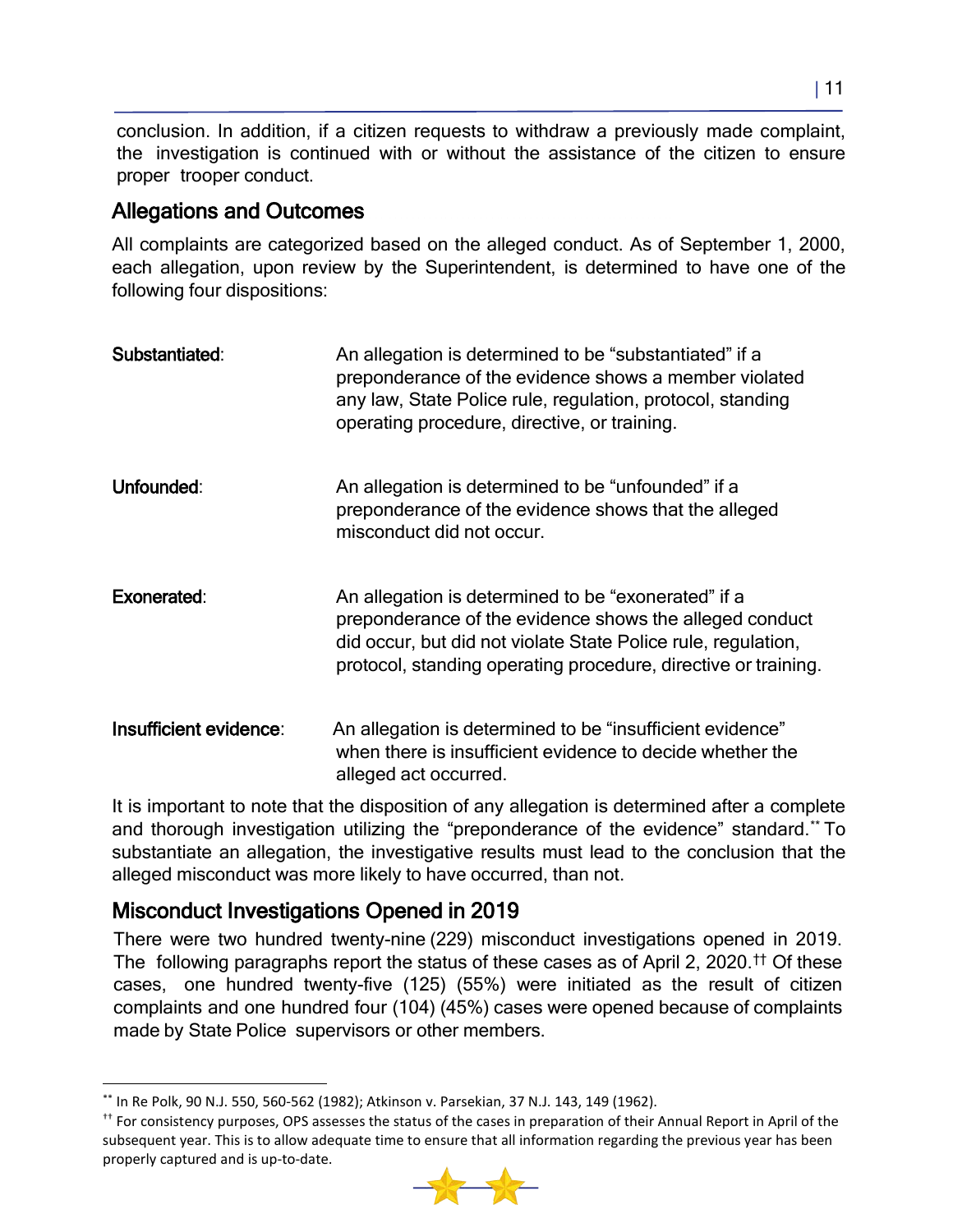conclusion. In addition, if a citizen requests to withdraw a previously made complaint, the investigation is continued with or without the assistance of the citizen to ensure proper trooper conduct.

## Allegations and Outcomes

All complaints are categorized based on the alleged conduct. As of September 1, 2000, each allegation, upon review by the Superintendent, is determined to have one of the following four dispositions:

**Substantiated**: An allegation is determined to be "substantiated" if a preponderance of the evidence shows a member violated any law, State Police rule, regulation, protocol, standing operating procedure, directive, or training.

**Unfounded**: An allegation is determined to be "unfounded" if a preponderance of the evidence shows that the alleged misconduct did not occur.

**Exonerated**: An allegation is determined to be "exonerated" if a preponderance of the evidence shows the alleged conduct did occur, but did not violate State Police rule, regulation, protocol, standing operating procedure, directive or training.

**Insufficient evidence**: An allegation is determined to be "insufficient evidence" when there is insufficient evidence to decide whether the alleged act occurred.

It is important to note that the disposition of any allegation is determined after a complete and thorough investigation utilizing the "preponderance of the evidence" standard.[**] To substantiate an allegation, the investigative results must lead to the conclusion that the alleged misconduct was more likely to have occurred, than not.

## Misconduct Investigations Opened in 2019

There were two hundred twenty-nine (229) misconduct investigations opened in 2019. The following paragraphs report the status of these cases as of April 2, 2020.[††] Of these cases, one hundred twenty-five (125) (55%) were initiated as the result of citizen complaints and one hundred four (104) (45%) cases were opened because of complaints made by State Police supervisors or other members.

---

[**] In Re Polk, 90 N.J. 550, 560-562 (1982); Atkinson v. Parsekian, 37 N.J. 143, 149 (1962).

[††] For consistency purposes, OPS assesses the status of the cases in preparation of their Annual Report in April of the subsequent year. This is to allow adequate time to ensure that all information regarding the previous year has been properly captured and is up-to-date.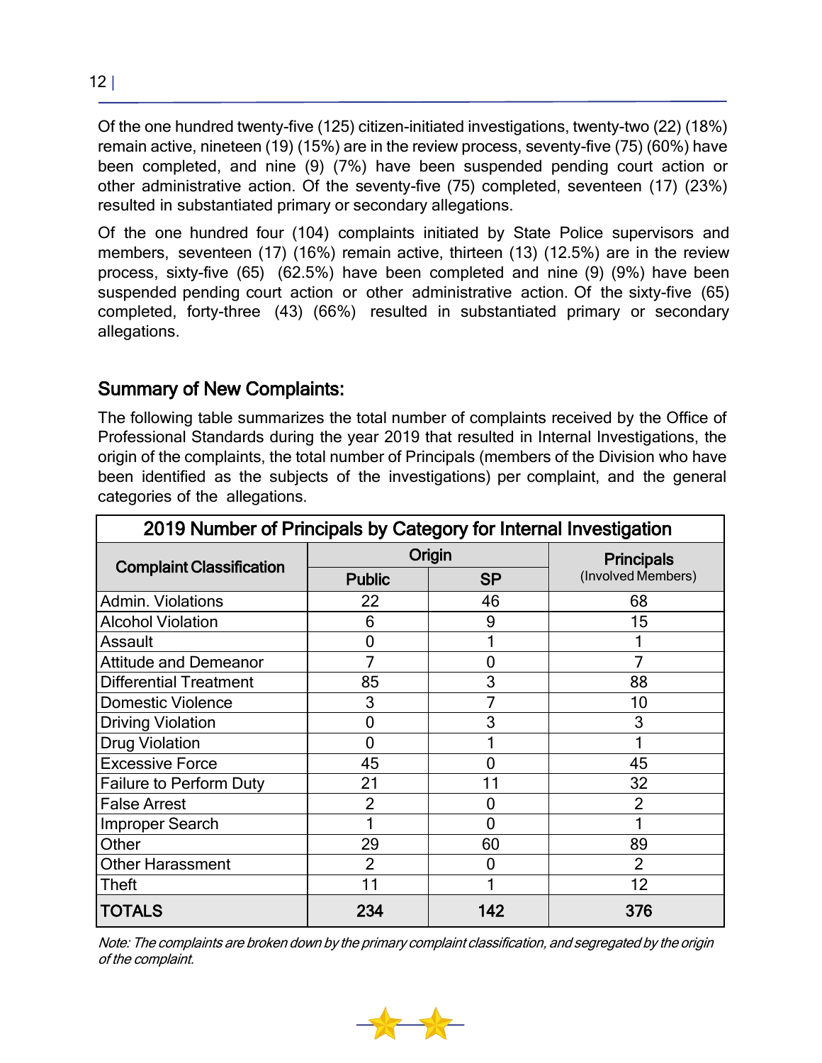Of the one hundred twenty-five (125) citizen-initiated investigations, twenty-two (22) (18%) remain active, nineteen (19) (15%) are in the review process, seventy-five (75) (60%) have been completed, and nine (9) (7%) have been suspended pending court action or other administrative action. Of the seventy-five (75) completed, seventeen (17) (23%) resulted in substantiated primary or secondary allegations.

Of the one hundred four (104) complaints initiated by State Police supervisors and members, seventeen (17) (16%) remain active, thirteen (13) (12.5%) are in the review process, sixty-five (65) (62.5%) have been completed and nine (9) (9%) have been suspended pending court action or other administrative action. Of the sixty-five (65) completed, forty-three (43) (66%) resulted in substantiated primary or secondary allegations.

## Summary of New Complaints:

The following table summarizes the total number of complaints received by the Office of Professional Standards during the year 2019 that resulted in Internal Investigations, the origin of the complaints, the total number of Principals (members of the Division who have been identified as the subjects of the investigations) per complaint, and the general categories of the allegations.

**2019 Number of Principals by Category for Internal Investigation**

| Complaint Classification | Origin | | Principals (Involved Members) |
|---|---|---|---|
| | Public | SP | |
| Admin. Violations | 22 | 46 | 68 |
| Alcohol Violation | 6 | 9 | 15 |
| Assault | 0 | 1 | 1 |
| Attitude and Demeanor | 7 | 0 | 7 |
| Differential Treatment | 85 | 3 | 88 |
| Domestic Violence | 3 | 7 | 10 |
| Driving Violation | 0 | 3 | 3 |
| Drug Violation | 0 | 1 | 1 |
| Excessive Force | 45 | 0 | 45 |
| Failure to Perform Duty | 21 | 11 | 32 |
| False Arrest | 2 | 0 | 2 |
| Improper Search | 1 | 0 | 1 |
| Other | 29 | 60 | 89 |
| Other Harassment | 2 | 0 | 2 |
| Theft | 11 | 1 | 12 |
| **TOTALS** | **234** | **142** | **376** |

*Note: The complaints are broken down by the primary complaint classification, and segregated by the origin of the complaint.*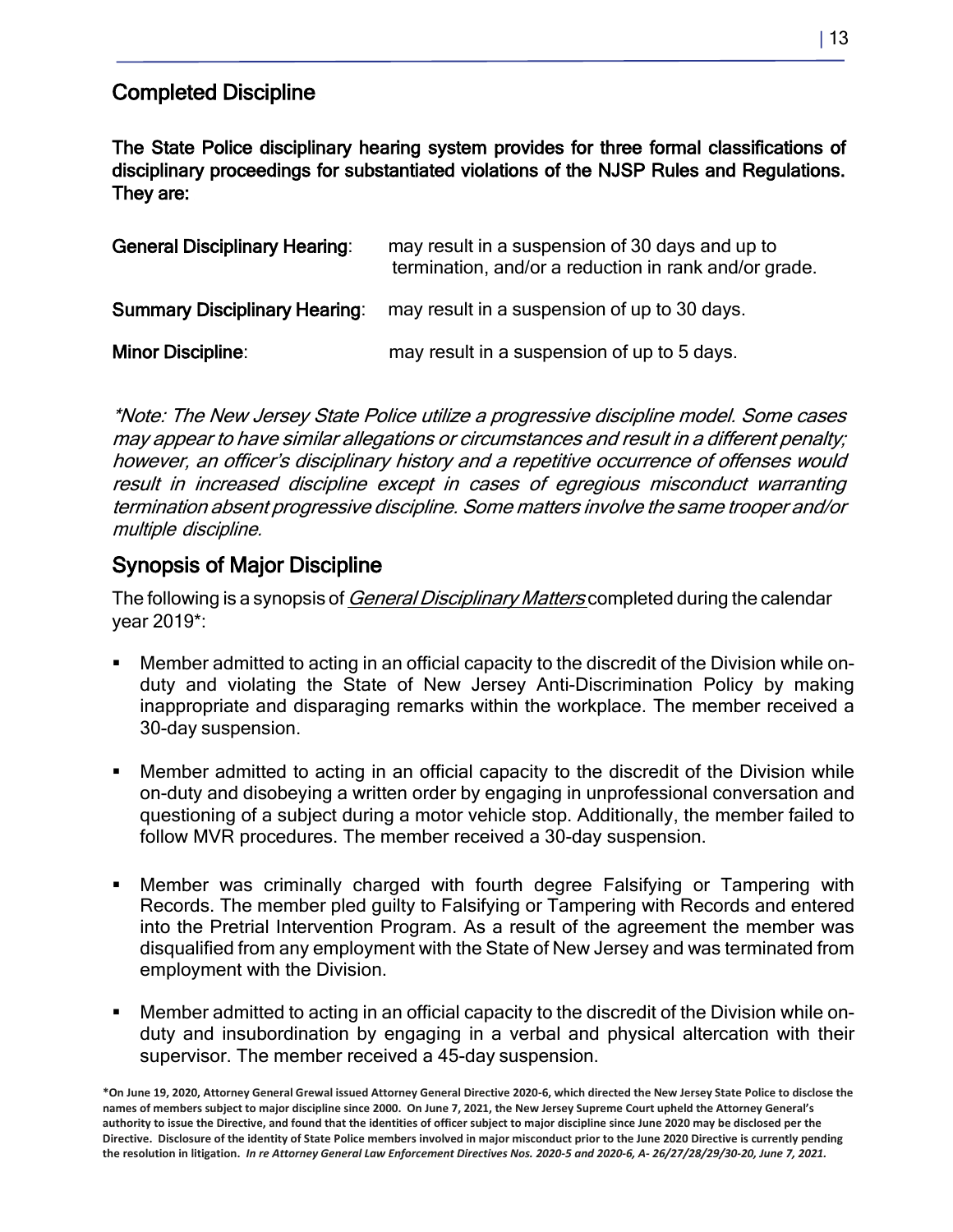## Completed Discipline

**The State Police disciplinary hearing system provides for three formal classifications of disciplinary proceedings for substantiated violations of the NJSP Rules and Regulations. They are:**

| | |
|---|---|
| **General Disciplinary Hearing**: | may result in a suspension of 30 days and up to termination, and/or a reduction in rank and/or grade. |
| **Summary Disciplinary Hearing**: | may result in a suspension of up to 30 days. |
| **Minor Discipline**: | may result in a suspension of up to 5 days. |

*\*Note: The New Jersey State Police utilize a progressive discipline model. Some cases may appear to have similar allegations or circumstances and result in a different penalty; however, an officer's disciplinary history and a repetitive occurrence of offenses would result in increased discipline except in cases of egregious misconduct warranting termination absent progressive discipline. Some matters involve the same trooper and/or multiple discipline.*

## Synopsis of Major Discipline

The following is a synopsis of ***General Disciplinary Matters*** completed during the calendar year 2019*:

- Member admitted to acting in an official capacity to the discredit of the Division while on-duty and violating the State of New Jersey Anti-Discrimination Policy by making inappropriate and disparaging remarks within the workplace. The member received a 30-day suspension.
- Member admitted to acting in an official capacity to the discredit of the Division while on-duty and disobeying a written order by engaging in unprofessional conversation and questioning of a subject during a motor vehicle stop. Additionally, the member failed to follow MVR procedures. The member received a 30-day suspension.
- Member was criminally charged with fourth degree Falsifying or Tampering with Records. The member pled guilty to Falsifying or Tampering with Records and entered into the Pretrial Intervention Program. As a result of the agreement the member was disqualified from any employment with the State of New Jersey and was terminated from employment with the Division.
- Member admitted to acting in an official capacity to the discredit of the Division while on-duty and insubordination by engaging in a verbal and physical altercation with their supervisor. The member received a 45-day suspension.

**\*On June 19, 2020, Attorney General Grewal issued Attorney General Directive 2020-6, which directed the New Jersey State Police to disclose the names of members subject to major discipline since 2000. On June 7, 2021, the New Jersey Supreme Court upheld the Attorney General's authority to issue the Directive, and found that the identities of officer subject to major discipline since June 2020 may be disclosed per the Directive. Disclosure of the identity of State Police members involved in major misconduct prior to the June 2020 Directive is currently pending the resolution in litigation. *In re Attorney General Law Enforcement Directives Nos. 2020-5 and 2020-6, A- 26/27/28/29/30-20, June 7, 2021.***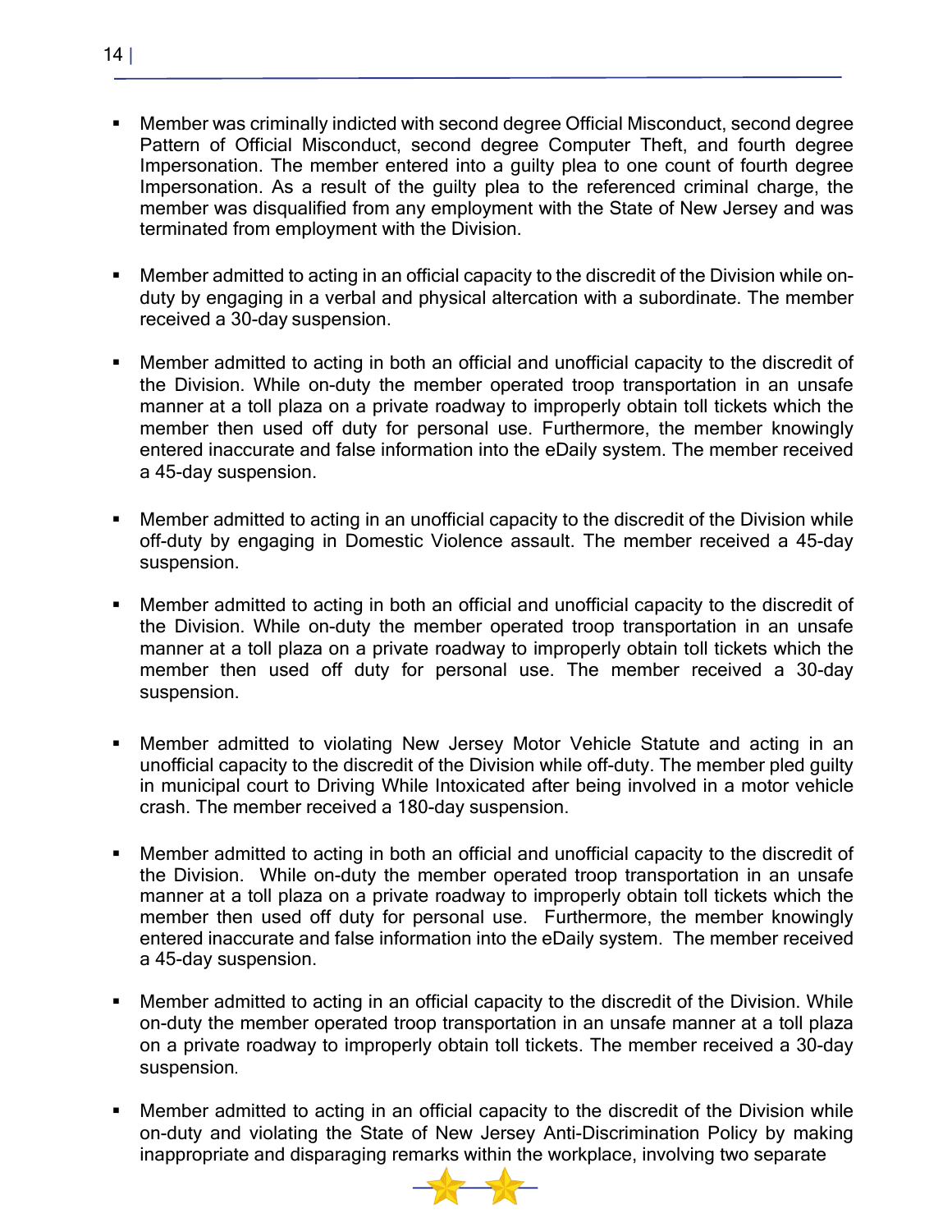- Member was criminally indicted with second degree Official Misconduct, second degree Pattern of Official Misconduct, second degree Computer Theft, and fourth degree Impersonation. The member entered into a guilty plea to one count of fourth degree Impersonation. As a result of the guilty plea to the referenced criminal charge, the member was disqualified from any employment with the State of New Jersey and was terminated from employment with the Division.

- Member admitted to acting in an official capacity to the discredit of the Division while on-duty by engaging in a verbal and physical altercation with a subordinate. The member received a 30-day suspension.

- Member admitted to acting in both an official and unofficial capacity to the discredit of the Division. While on-duty the member operated troop transportation in an unsafe manner at a toll plaza on a private roadway to improperly obtain toll tickets which the member then used off duty for personal use. Furthermore, the member knowingly entered inaccurate and false information into the eDaily system. The member received a 45-day suspension.

- Member admitted to acting in an unofficial capacity to the discredit of the Division while off-duty by engaging in Domestic Violence assault. The member received a 45-day suspension.

- Member admitted to acting in both an official and unofficial capacity to the discredit of the Division. While on-duty the member operated troop transportation in an unsafe manner at a toll plaza on a private roadway to improperly obtain toll tickets which the member then used off duty for personal use. The member received a 30-day suspension.

- Member admitted to violating New Jersey Motor Vehicle Statute and acting in an unofficial capacity to the discredit of the Division while off-duty. The member pled guilty in municipal court to Driving While Intoxicated after being involved in a motor vehicle crash. The member received a 180-day suspension.

- Member admitted to acting in both an official and unofficial capacity to the discredit of the Division. While on-duty the member operated troop transportation in an unsafe manner at a toll plaza on a private roadway to improperly obtain toll tickets which the member then used off duty for personal use. Furthermore, the member knowingly entered inaccurate and false information into the eDaily system. The member received a 45-day suspension.

- Member admitted to acting in an official capacity to the discredit of the Division. While on-duty the member operated troop transportation in an unsafe manner at a toll plaza on a private roadway to improperly obtain toll tickets. The member received a 30-day suspension.

- Member admitted to acting in an official capacity to the discredit of the Division while on-duty and violating the State of New Jersey Anti-Discrimination Policy by making inappropriate and disparaging remarks within the workplace, involving two separate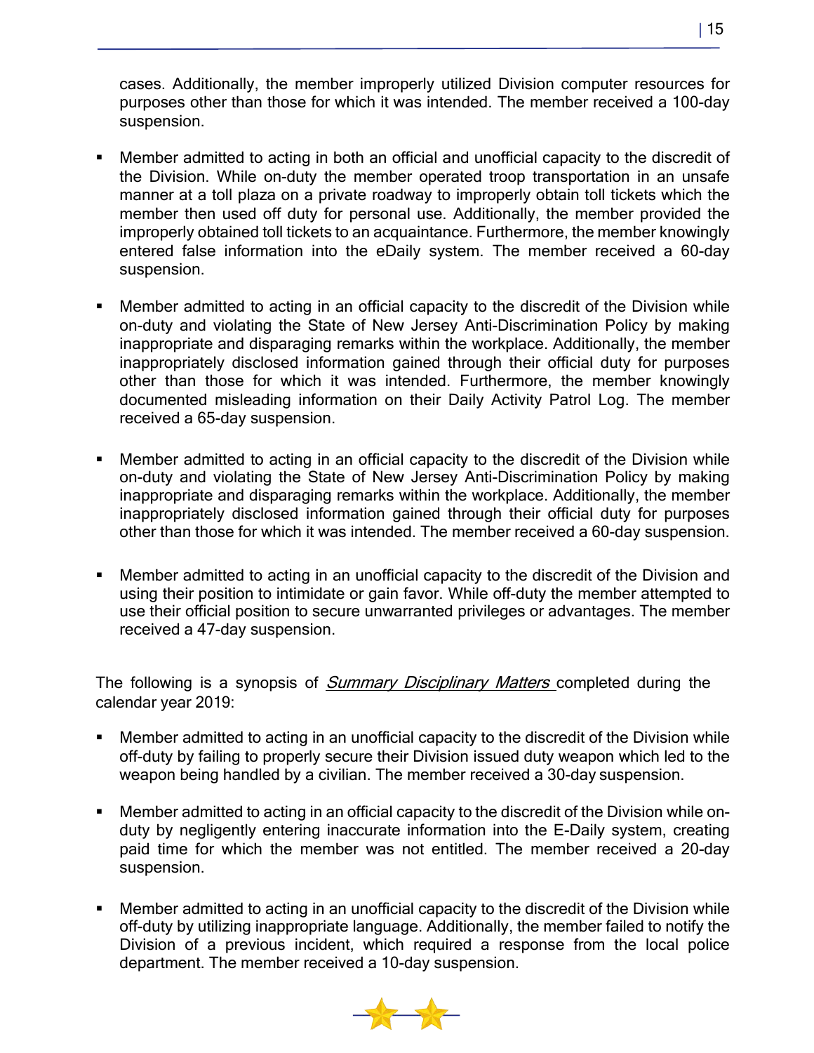cases. Additionally, the member improperly utilized Division computer resources for purposes other than those for which it was intended. The member received a 100-day suspension.

- Member admitted to acting in both an official and unofficial capacity to the discredit of the Division. While on-duty the member operated troop transportation in an unsafe manner at a toll plaza on a private roadway to improperly obtain toll tickets which the member then used off duty for personal use. Additionally, the member provided the improperly obtained toll tickets to an acquaintance. Furthermore, the member knowingly entered false information into the eDaily system. The member received a 60-day suspension.

- Member admitted to acting in an official capacity to the discredit of the Division while on-duty and violating the State of New Jersey Anti-Discrimination Policy by making inappropriate and disparaging remarks within the workplace. Additionally, the member inappropriately disclosed information gained through their official duty for purposes other than those for which it was intended. Furthermore, the member knowingly documented misleading information on their Daily Activity Patrol Log. The member received a 65-day suspension.

- Member admitted to acting in an official capacity to the discredit of the Division while on-duty and violating the State of New Jersey Anti-Discrimination Policy by making inappropriate and disparaging remarks within the workplace. Additionally, the member inappropriately disclosed information gained through their official duty for purposes other than those for which it was intended. The member received a 60-day suspension.

- Member admitted to acting in an unofficial capacity to the discredit of the Division and using their position to intimidate or gain favor. While off-duty the member attempted to use their official position to secure unwarranted privileges or advantages. The member received a 47-day suspension.

The following is a synopsis of *Summary Disciplinary Matters* completed during the calendar year 2019:

- Member admitted to acting in an unofficial capacity to the discredit of the Division while off-duty by failing to properly secure their Division issued duty weapon which led to the weapon being handled by a civilian. The member received a 30-day suspension.

- Member admitted to acting in an official capacity to the discredit of the Division while on-duty by negligently entering inaccurate information into the E-Daily system, creating paid time for which the member was not entitled. The member received a 20-day suspension.

- Member admitted to acting in an unofficial capacity to the discredit of the Division while off-duty by utilizing inappropriate language. Additionally, the member failed to notify the Division of a previous incident, which required a response from the local police department. The member received a 10-day suspension.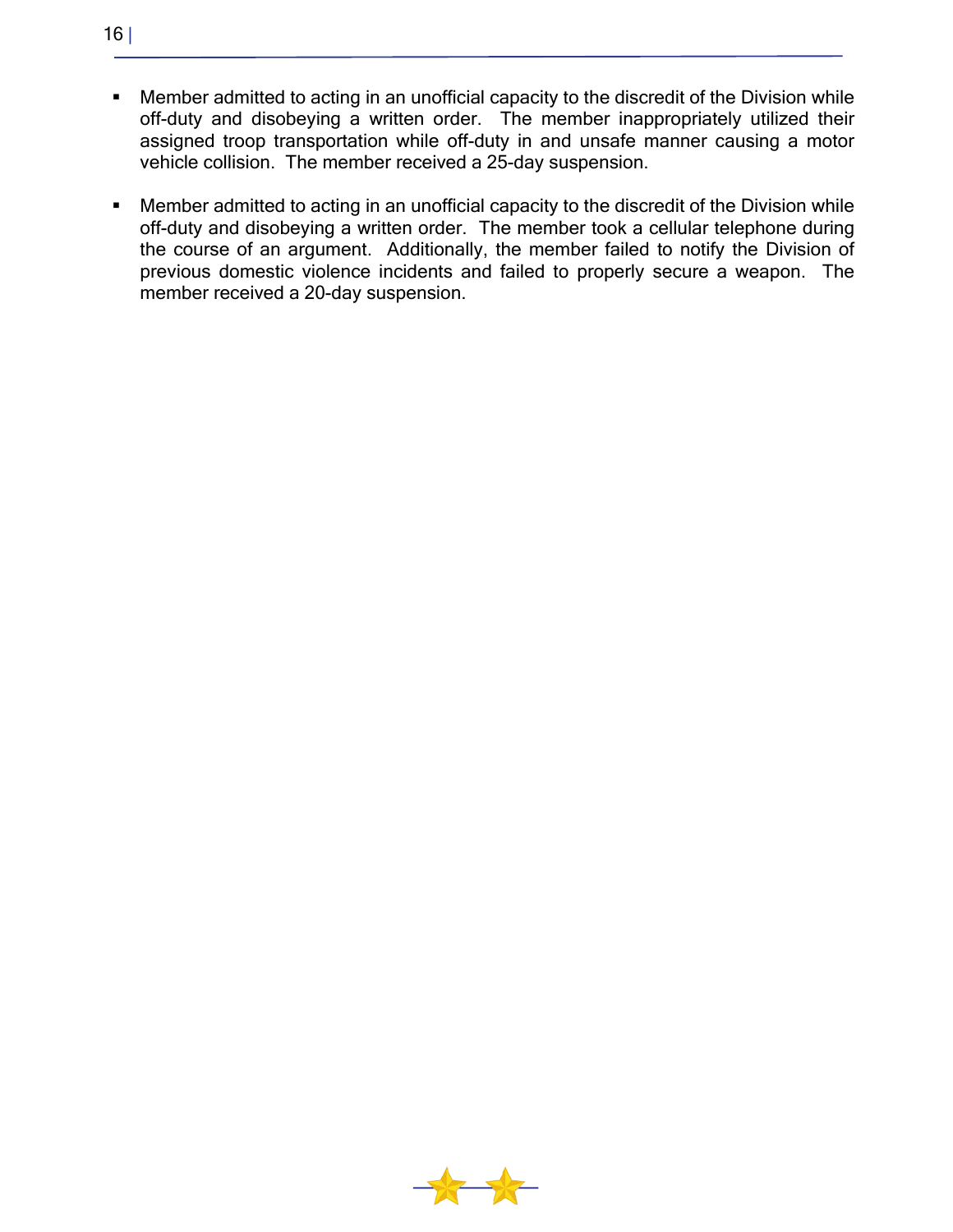- Member admitted to acting in an unofficial capacity to the discredit of the Division while off-duty and disobeying a written order. The member inappropriately utilized their assigned troop transportation while off-duty in and unsafe manner causing a motor vehicle collision. The member received a 25-day suspension.

- Member admitted to acting in an unofficial capacity to the discredit of the Division while off-duty and disobeying a written order. The member took a cellular telephone during the course of an argument. Additionally, the member failed to notify the Division of previous domestic violence incidents and failed to properly secure a weapon. The member received a 20-day suspension.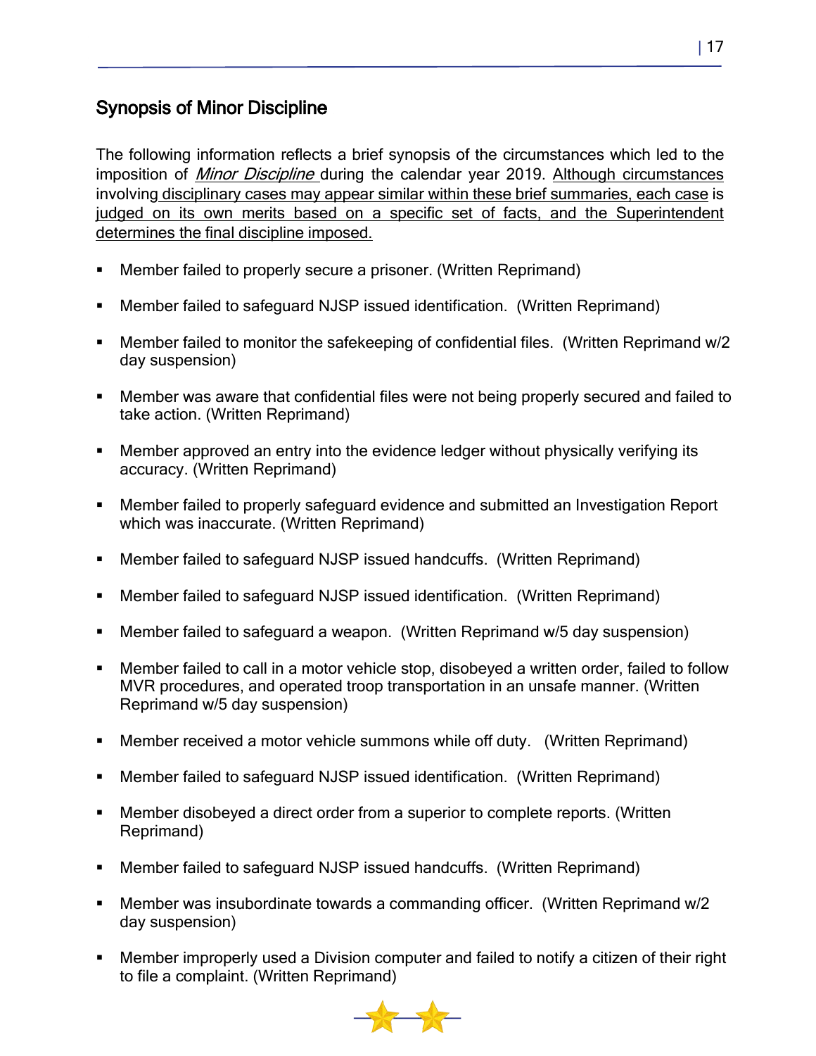## Synopsis of Minor Discipline

The following information reflects a brief synopsis of the circumstances which led to the imposition of *Minor Discipline* during the calendar year 2019. Although circumstances involving disciplinary cases may appear similar within these brief summaries, each case is judged on its own merits based on a specific set of facts, and the Superintendent determines the final discipline imposed.

- Member failed to properly secure a prisoner. (Written Reprimand)
- Member failed to safeguard NJSP issued identification. (Written Reprimand)
- Member failed to monitor the safekeeping of confidential files. (Written Reprimand w/2 day suspension)
- Member was aware that confidential files were not being properly secured and failed to take action. (Written Reprimand)
- Member approved an entry into the evidence ledger without physically verifying its accuracy. (Written Reprimand)
- Member failed to properly safeguard evidence and submitted an Investigation Report which was inaccurate. (Written Reprimand)
- Member failed to safeguard NJSP issued handcuffs. (Written Reprimand)
- Member failed to safeguard NJSP issued identification. (Written Reprimand)
- Member failed to safeguard a weapon. (Written Reprimand w/5 day suspension)
- Member failed to call in a motor vehicle stop, disobeyed a written order, failed to follow MVR procedures, and operated troop transportation in an unsafe manner. (Written Reprimand w/5 day suspension)
- Member received a motor vehicle summons while off duty. (Written Reprimand)
- Member failed to safeguard NJSP issued identification. (Written Reprimand)
- Member disobeyed a direct order from a superior to complete reports. (Written Reprimand)
- Member failed to safeguard NJSP issued handcuffs. (Written Reprimand)
- Member was insubordinate towards a commanding officer. (Written Reprimand w/2 day suspension)
- Member improperly used a Division computer and failed to notify a citizen of their right to file a complaint. (Written Reprimand)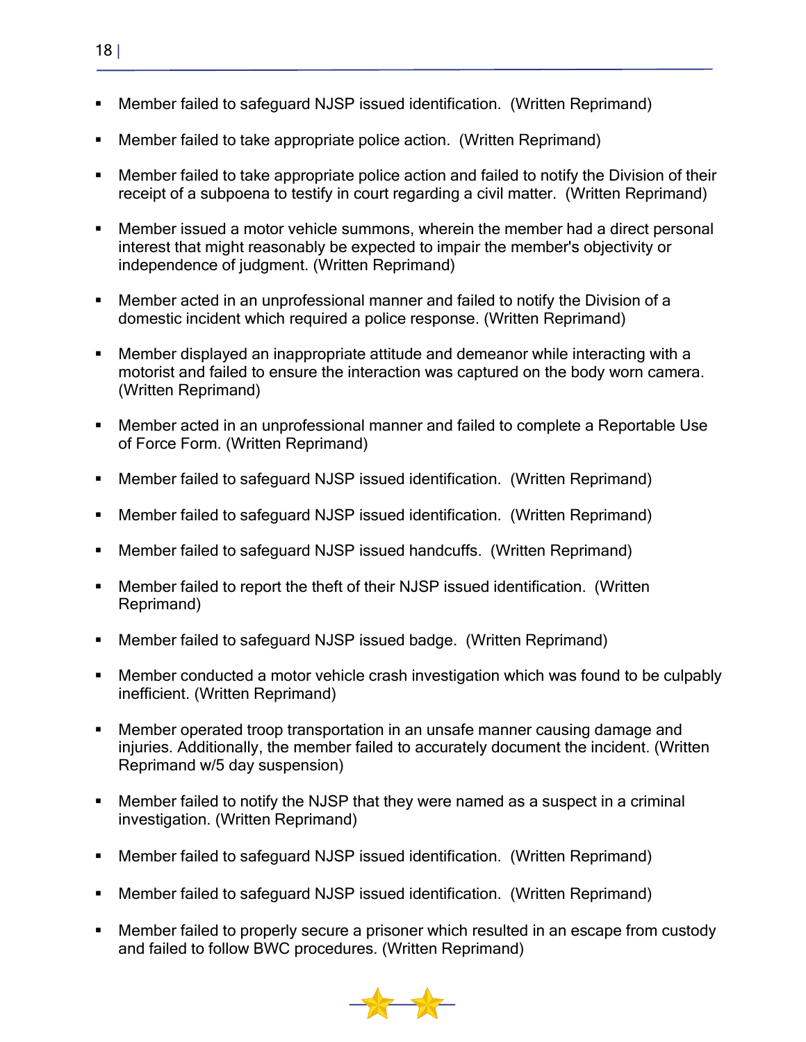- Member failed to safeguard NJSP issued identification. (Written Reprimand)
- Member failed to take appropriate police action. (Written Reprimand)
- Member failed to take appropriate police action and failed to notify the Division of their receipt of a subpoena to testify in court regarding a civil matter. (Written Reprimand)
- Member issued a motor vehicle summons, wherein the member had a direct personal interest that might reasonably be expected to impair the member's objectivity or independence of judgment. (Written Reprimand)
- Member acted in an unprofessional manner and failed to notify the Division of a domestic incident which required a police response. (Written Reprimand)
- Member displayed an inappropriate attitude and demeanor while interacting with a motorist and failed to ensure the interaction was captured on the body worn camera. (Written Reprimand)
- Member acted in an unprofessional manner and failed to complete a Reportable Use of Force Form. (Written Reprimand)
- Member failed to safeguard NJSP issued identification. (Written Reprimand)
- Member failed to safeguard NJSP issued identification. (Written Reprimand)
- Member failed to safeguard NJSP issued handcuffs. (Written Reprimand)
- Member failed to report the theft of their NJSP issued identification. (Written Reprimand)
- Member failed to safeguard NJSP issued badge. (Written Reprimand)
- Member conducted a motor vehicle crash investigation which was found to be culpably inefficient. (Written Reprimand)
- Member operated troop transportation in an unsafe manner causing damage and injuries. Additionally, the member failed to accurately document the incident. (Written Reprimand w/5 day suspension)
- Member failed to notify the NJSP that they were named as a suspect in a criminal investigation. (Written Reprimand)
- Member failed to safeguard NJSP issued identification. (Written Reprimand)
- Member failed to safeguard NJSP issued identification. (Written Reprimand)
- Member failed to properly secure a prisoner which resulted in an escape from custody and failed to follow BWC procedures. (Written Reprimand)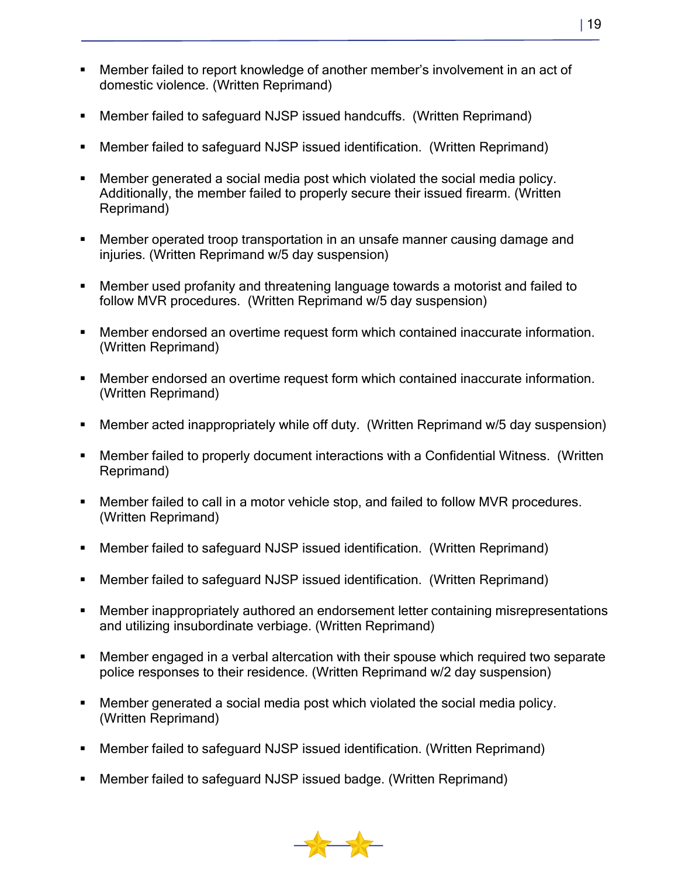- Member failed to report knowledge of another member's involvement in an act of domestic violence. (Written Reprimand)

- Member failed to safeguard NJSP issued handcuffs. (Written Reprimand)

- Member failed to safeguard NJSP issued identification. (Written Reprimand)

- Member generated a social media post which violated the social media policy. Additionally, the member failed to properly secure their issued firearm. (Written Reprimand)

- Member operated troop transportation in an unsafe manner causing damage and injuries. (Written Reprimand w/5 day suspension)

- Member used profanity and threatening language towards a motorist and failed to follow MVR procedures. (Written Reprimand w/5 day suspension)

- Member endorsed an overtime request form which contained inaccurate information. (Written Reprimand)

- Member endorsed an overtime request form which contained inaccurate information. (Written Reprimand)

- Member acted inappropriately while off duty. (Written Reprimand w/5 day suspension)

- Member failed to properly document interactions with a Confidential Witness. (Written Reprimand)

- Member failed to call in a motor vehicle stop, and failed to follow MVR procedures. (Written Reprimand)

- Member failed to safeguard NJSP issued identification. (Written Reprimand)

- Member failed to safeguard NJSP issued identification. (Written Reprimand)

- Member inappropriately authored an endorsement letter containing misrepresentations and utilizing insubordinate verbiage. (Written Reprimand)

- Member engaged in a verbal altercation with their spouse which required two separate police responses to their residence. (Written Reprimand w/2 day suspension)

- Member generated a social media post which violated the social media policy. (Written Reprimand)

- Member failed to safeguard NJSP issued identification. (Written Reprimand)

- Member failed to safeguard NJSP issued badge. (Written Reprimand)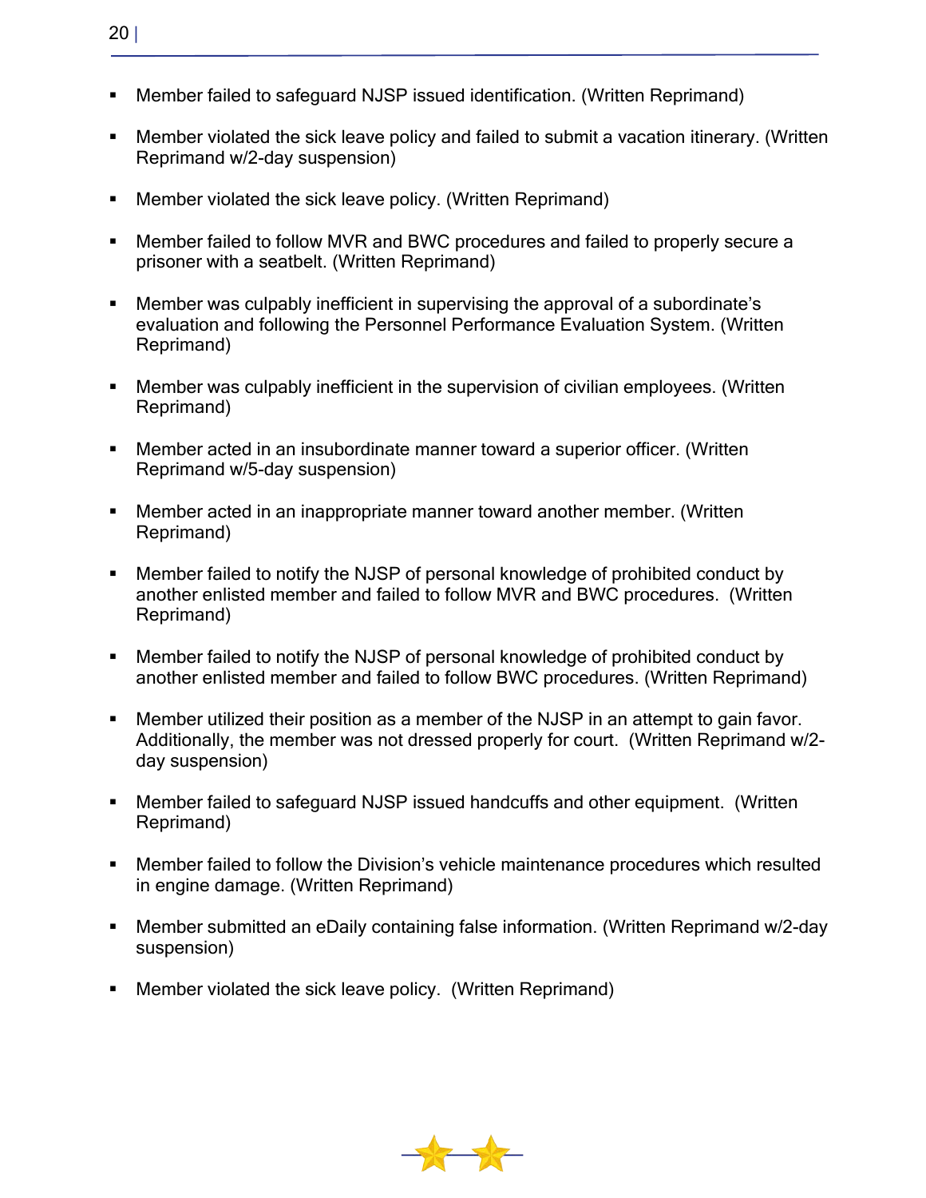- Member failed to safeguard NJSP issued identification. (Written Reprimand)
- Member violated the sick leave policy and failed to submit a vacation itinerary. (Written Reprimand w/2-day suspension)
- Member violated the sick leave policy. (Written Reprimand)
- Member failed to follow MVR and BWC procedures and failed to properly secure a prisoner with a seatbelt. (Written Reprimand)
- Member was culpably inefficient in supervising the approval of a subordinate's evaluation and following the Personnel Performance Evaluation System. (Written Reprimand)
- Member was culpably inefficient in the supervision of civilian employees. (Written Reprimand)
- Member acted in an insubordinate manner toward a superior officer. (Written Reprimand w/5-day suspension)
- Member acted in an inappropriate manner toward another member. (Written Reprimand)
- Member failed to notify the NJSP of personal knowledge of prohibited conduct by another enlisted member and failed to follow MVR and BWC procedures. (Written Reprimand)
- Member failed to notify the NJSP of personal knowledge of prohibited conduct by another enlisted member and failed to follow BWC procedures. (Written Reprimand)
- Member utilized their position as a member of the NJSP in an attempt to gain favor. Additionally, the member was not dressed properly for court. (Written Reprimand w/2-day suspension)
- Member failed to safeguard NJSP issued handcuffs and other equipment. (Written Reprimand)
- Member failed to follow the Division's vehicle maintenance procedures which resulted in engine damage. (Written Reprimand)
- Member submitted an eDaily containing false information. (Written Reprimand w/2-day suspension)
- Member violated the sick leave policy. (Written Reprimand)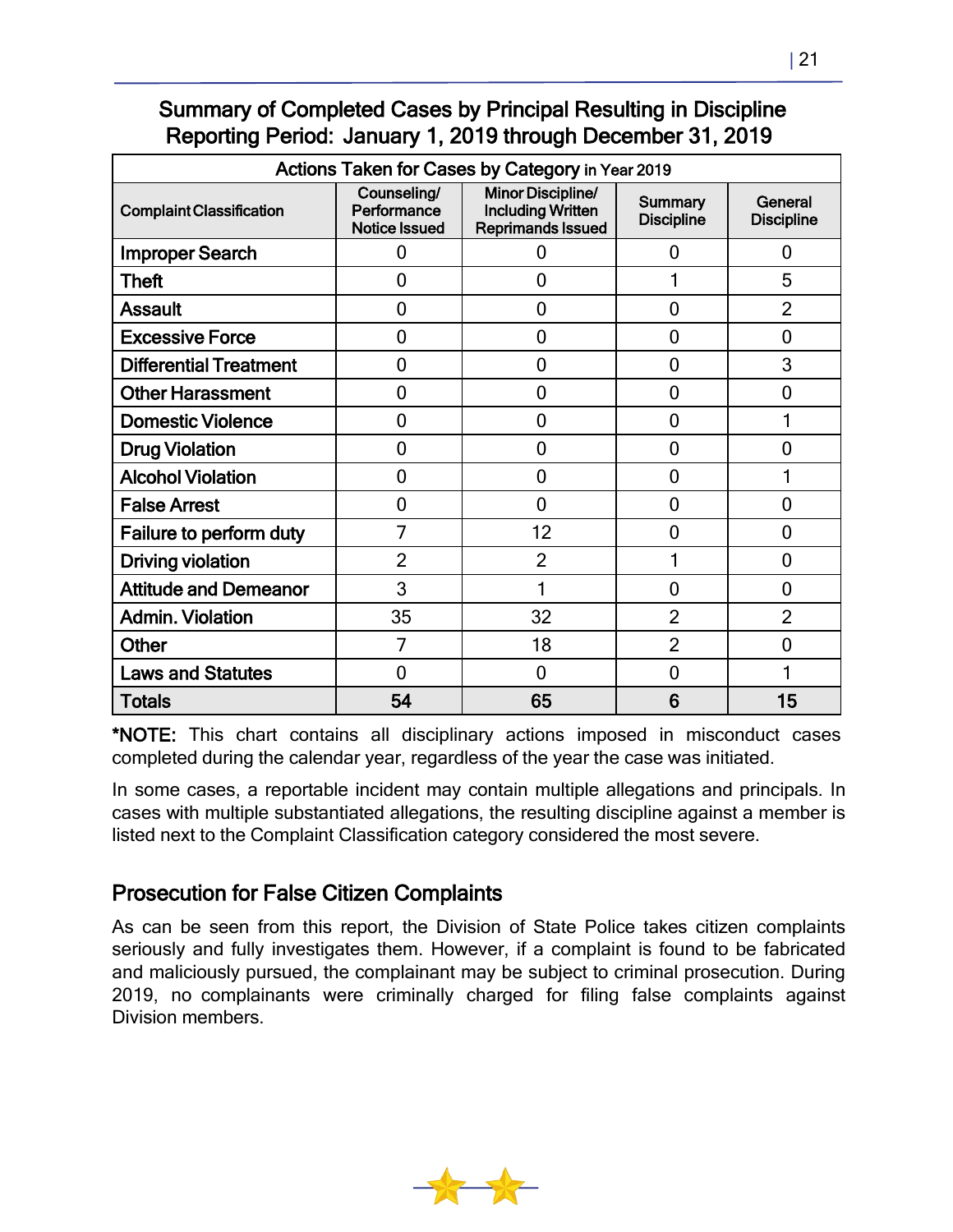## Summary of Completed Cases by Principal Resulting in Discipline
## Reporting Period: January 1, 2019 through December 31, 2019

| Actions Taken for Cases by Category in Year 2019 | | | | |
|---|---|---|---|---|
| Complaint Classification | Counseling/ Performance Notice Issued | Minor Discipline/ Including Written Reprimands Issued | Summary Discipline | General Discipline |
| Improper Search | 0 | 0 | 0 | 0 |
| Theft | 0 | 0 | 1 | 5 |
| Assault | 0 | 0 | 0 | 2 |
| Excessive Force | 0 | 0 | 0 | 0 |
| Differential Treatment | 0 | 0 | 0 | 3 |
| Other Harassment | 0 | 0 | 0 | 0 |
| Domestic Violence | 0 | 0 | 0 | 1 |
| Drug Violation | 0 | 0 | 0 | 0 |
| Alcohol Violation | 0 | 0 | 0 | 1 |
| False Arrest | 0 | 0 | 0 | 0 |
| Failure to perform duty | 7 | 12 | 0 | 0 |
| Driving violation | 2 | 2 | 1 | 0 |
| Attitude and Demeanor | 3 | 1 | 0 | 0 |
| Admin. Violation | 35 | 32 | 2 | 2 |
| Other | 7 | 18 | 2 | 0 |
| Laws and Statutes | 0 | 0 | 0 | 1 |
| **Totals** | **54** | **65** | **6** | **15** |

**\*NOTE:** This chart contains all disciplinary actions imposed in misconduct cases completed during the calendar year, regardless of the year the case was initiated.

In some cases, a reportable incident may contain multiple allegations and principals. In cases with multiple substantiated allegations, the resulting discipline against a member is listed next to the Complaint Classification category considered the most severe.

## Prosecution for False Citizen Complaints

As can be seen from this report, the Division of State Police takes citizen complaints seriously and fully investigates them. However, if a complaint is found to be fabricated and maliciously pursued, the complainant may be subject to criminal prosecution. During 2019, no complainants were criminally charged for filing false complaints against Division members.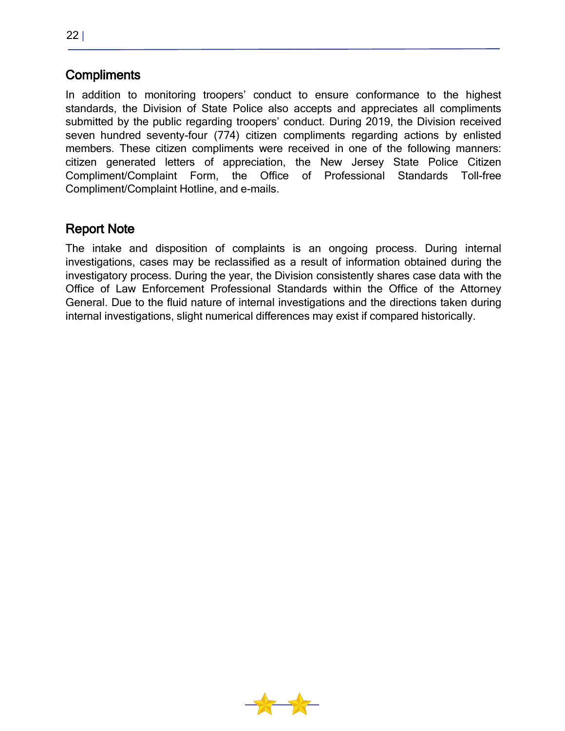## Compliments

In addition to monitoring troopers' conduct to ensure conformance to the highest standards, the Division of State Police also accepts and appreciates all compliments submitted by the public regarding troopers' conduct. During 2019, the Division received seven hundred seventy-four (774) citizen compliments regarding actions by enlisted members. These citizen compliments were received in one of the following manners: citizen generated letters of appreciation, the New Jersey State Police Citizen Compliment/Complaint Form, the Office of Professional Standards Toll-free Compliment/Complaint Hotline, and e-mails.

## Report Note

The intake and disposition of complaints is an ongoing process. During internal investigations, cases may be reclassified as a result of information obtained during the investigatory process. During the year, the Division consistently shares case data with the Office of Law Enforcement Professional Standards within the Office of the Attorney General. Due to the fluid nature of internal investigations and the directions taken during internal investigations, slight numerical differences may exist if compared historically.